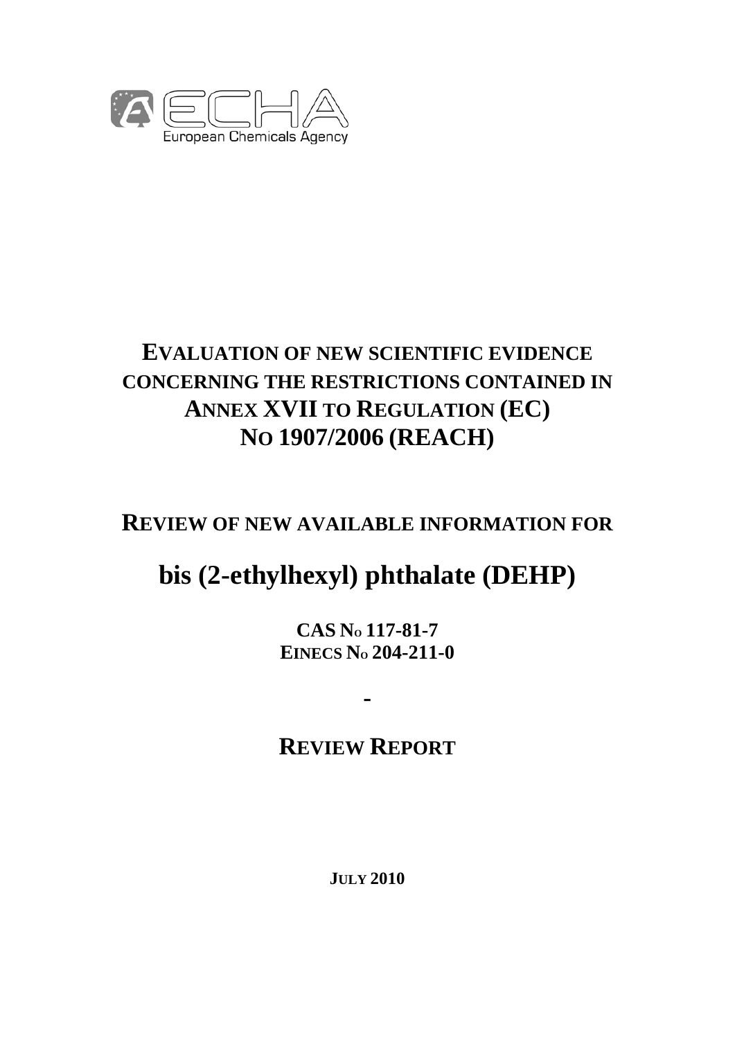ECHA European Chemicals Agency

# EVALUATION OF NEW SCIENTIFIC EVIDENCE CONCERNING THE RESTRICTIONS CONTAINED IN ANNEX XVII TO REGULATION (EC) NO 1907/2006 (REACH)

## REVIEW OF NEW AVAILABLE INFORMATION FOR

# bis (2-ethylhexyl) phthalate (DEHP)

**CAS NO 117-81-7**
**EINECS NO 204-211-0**

**-**

## REVIEW REPORT

**JULY 2010**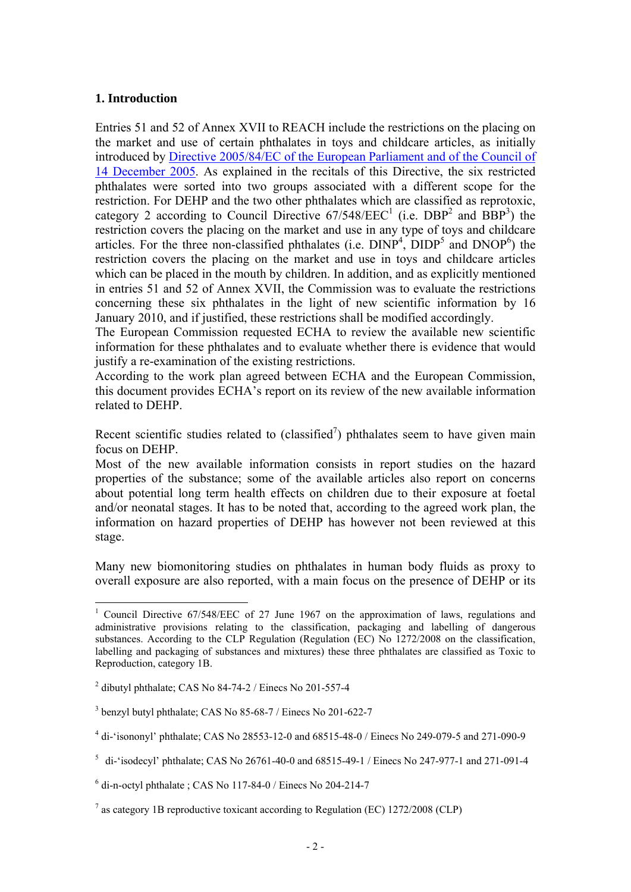## 1. Introduction

Entries 51 and 52 of Annex XVII to REACH include the restrictions on the placing on the market and use of certain phthalates in toys and childcare articles, as initially introduced by Directive 2005/84/EC of the European Parliament and of the Council of 14 December 2005. As explained in the recitals of this Directive, the six restricted phthalates were sorted into two groups associated with a different scope for the restriction. For DEHP and the two other phthalates which are classified as reprotoxic, category 2 according to Council Directive 67/548/EEC[1] (i.e. DBP[2] and BBP[3]) the restriction covers the placing on the market and use in any type of toys and childcare articles. For the three non-classified phthalates (i.e. DINP[4], DIDP[5] and DNOP[6]) the restriction covers the placing on the market and use in toys and childcare articles which can be placed in the mouth by children. In addition, and as explicitly mentioned in entries 51 and 52 of Annex XVII, the Commission was to evaluate the restrictions concerning these six phthalates in the light of new scientific information by 16 January 2010, and if justified, these restrictions shall be modified accordingly.

The European Commission requested ECHA to review the available new scientific information for these phthalates and to evaluate whether there is evidence that would justify a re-examination of the existing restrictions.

According to the work plan agreed between ECHA and the European Commission, this document provides ECHA's report on its review of the new available information related to DEHP.

Recent scientific studies related to (classified[7]) phthalates seem to have given main focus on DEHP.

Most of the new available information consists in report studies on the hazard properties of the substance; some of the available articles also report on concerns about potential long term health effects on children due to their exposure at foetal and/or neonatal stages. It has to be noted that, according to the agreed work plan, the information on hazard properties of DEHP has however not been reviewed at this stage.

Many new biomonitoring studies on phthalates in human body fluids as proxy to overall exposure are also reported, with a main focus on the presence of DEHP or its

---

[1] Council Directive 67/548/EEC of 27 June 1967 on the approximation of laws, regulations and administrative provisions relating to the classification, packaging and labelling of dangerous substances. According to the CLP Regulation (Regulation (EC) No 1272/2008 on the classification, labelling and packaging of substances and mixtures) these three phthalates are classified as Toxic to Reproduction, category 1B.

[2] dibutyl phthalate; CAS No 84-74-2 / Einecs No 201-557-4

[3] benzyl butyl phthalate; CAS No 85-68-7 / Einecs No 201-622-7

[4] di-'isononyl' phthalate; CAS No 28553-12-0 and 68515-48-0 / Einecs No 249-079-5 and 271-090-9

[5] di-'isodecyl' phthalate; CAS No 26761-40-0 and 68515-49-1 / Einecs No 247-977-1 and 271-091-4

[6] di-n-octyl phthalate ; CAS No 117-84-0 / Einecs No 204-214-7

[7] as category 1B reproductive toxicant according to Regulation (EC) 1272/2008 (CLP)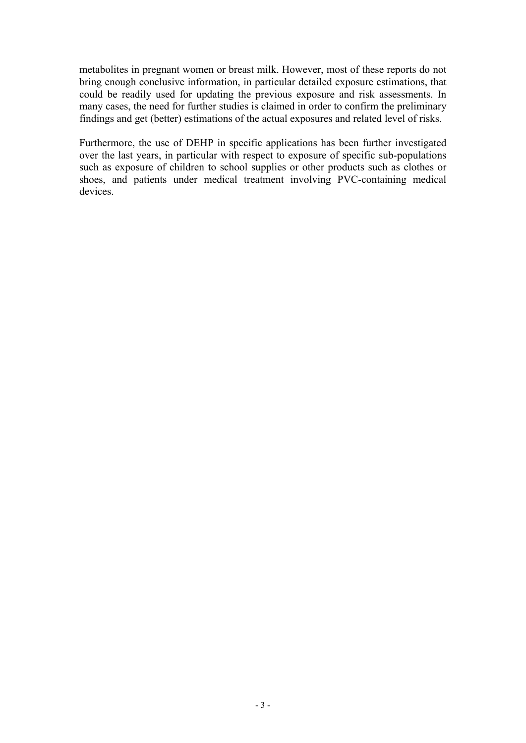metabolites in pregnant women or breast milk. However, most of these reports do not bring enough conclusive information, in particular detailed exposure estimations, that could be readily used for updating the previous exposure and risk assessments. In many cases, the need for further studies is claimed in order to confirm the preliminary findings and get (better) estimations of the actual exposures and related level of risks.

Furthermore, the use of DEHP in specific applications has been further investigated over the last years, in particular with respect to exposure of specific sub-populations such as exposure of children to school supplies or other products such as clothes or shoes, and patients under medical treatment involving PVC-containing medical devices.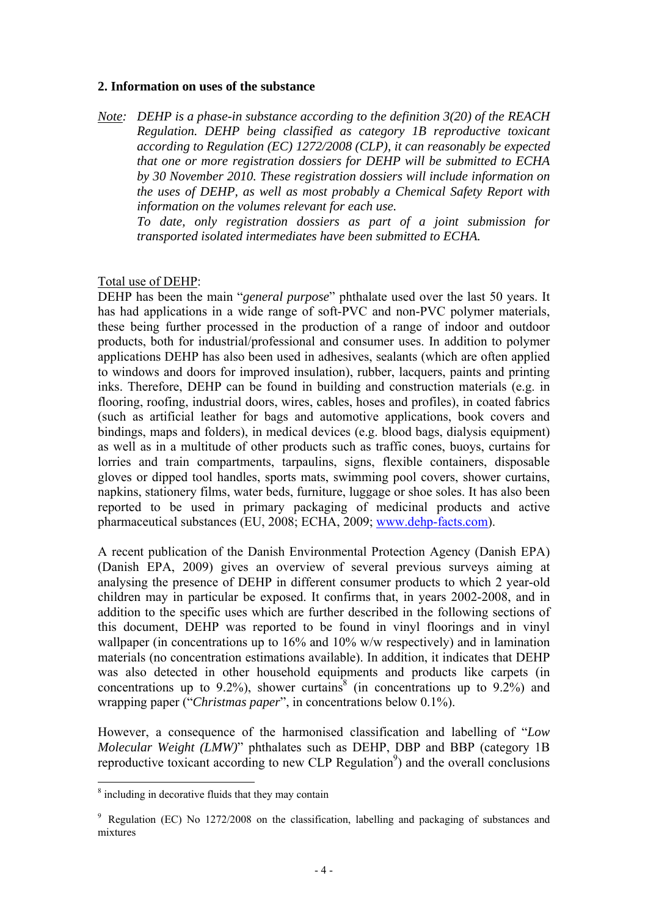## 2. Information on uses of the substance

*Note: DEHP is a phase-in substance according to the definition 3(20) of the REACH Regulation. DEHP being classified as category 1B reproductive toxicant according to Regulation (EC) 1272/2008 (CLP), it can reasonably be expected that one or more registration dossiers for DEHP will be submitted to ECHA by 30 November 2010. These registration dossiers will include information on the uses of DEHP, as well as most probably a Chemical Safety Report with information on the volumes relevant for each use.*

*To date, only registration dossiers as part of a joint submission for transported isolated intermediates have been submitted to ECHA.*

Total use of DEHP:

DEHP has been the main "*general purpose*" phthalate used over the last 50 years. It has had applications in a wide range of soft-PVC and non-PVC polymer materials, these being further processed in the production of a range of indoor and outdoor products, both for industrial/professional and consumer uses. In addition to polymer applications DEHP has also been used in adhesives, sealants (which are often applied to windows and doors for improved insulation), rubber, lacquers, paints and printing inks. Therefore, DEHP can be found in building and construction materials (e.g. in flooring, roofing, industrial doors, wires, cables, hoses and profiles), in coated fabrics (such as artificial leather for bags and automotive applications, book covers and bindings, maps and folders), in medical devices (e.g. blood bags, dialysis equipment) as well as in a multitude of other products such as traffic cones, buoys, curtains for lorries and train compartments, tarpaulins, signs, flexible containers, disposable gloves or dipped tool handles, sports mats, swimming pool covers, shower curtains, napkins, stationery films, water beds, furniture, luggage or shoe soles. It has also been reported to be used in primary packaging of medicinal products and active pharmaceutical substances (EU, 2008; ECHA, 2009; www.dehp-facts.com).

A recent publication of the Danish Environmental Protection Agency (Danish EPA) (Danish EPA, 2009) gives an overview of several previous surveys aiming at analysing the presence of DEHP in different consumer products to which 2 year-old children may in particular be exposed. It confirms that, in years 2002-2008, and in addition to the specific uses which are further described in the following sections of this document, DEHP was reported to be found in vinyl floorings and in vinyl wallpaper (in concentrations up to 16% and 10% w/w respectively) and in lamination materials (no concentration estimations available). In addition, it indicates that DEHP was also detected in other household equipments and products like carpets (in concentrations up to 9.2%), shower curtains[8] (in concentrations up to 9.2%) and wrapping paper ("*Christmas paper*", in concentrations below 0.1%).

However, a consequence of the harmonised classification and labelling of "*Low Molecular Weight (LMW)*" phthalates such as DEHP, DBP and BBP (category 1B reproductive toxicant according to new CLP Regulation[9]) and the overall conclusions

---

[8] including in decorative fluids that they may contain

[9] Regulation (EC) No 1272/2008 on the classification, labelling and packaging of substances and mixtures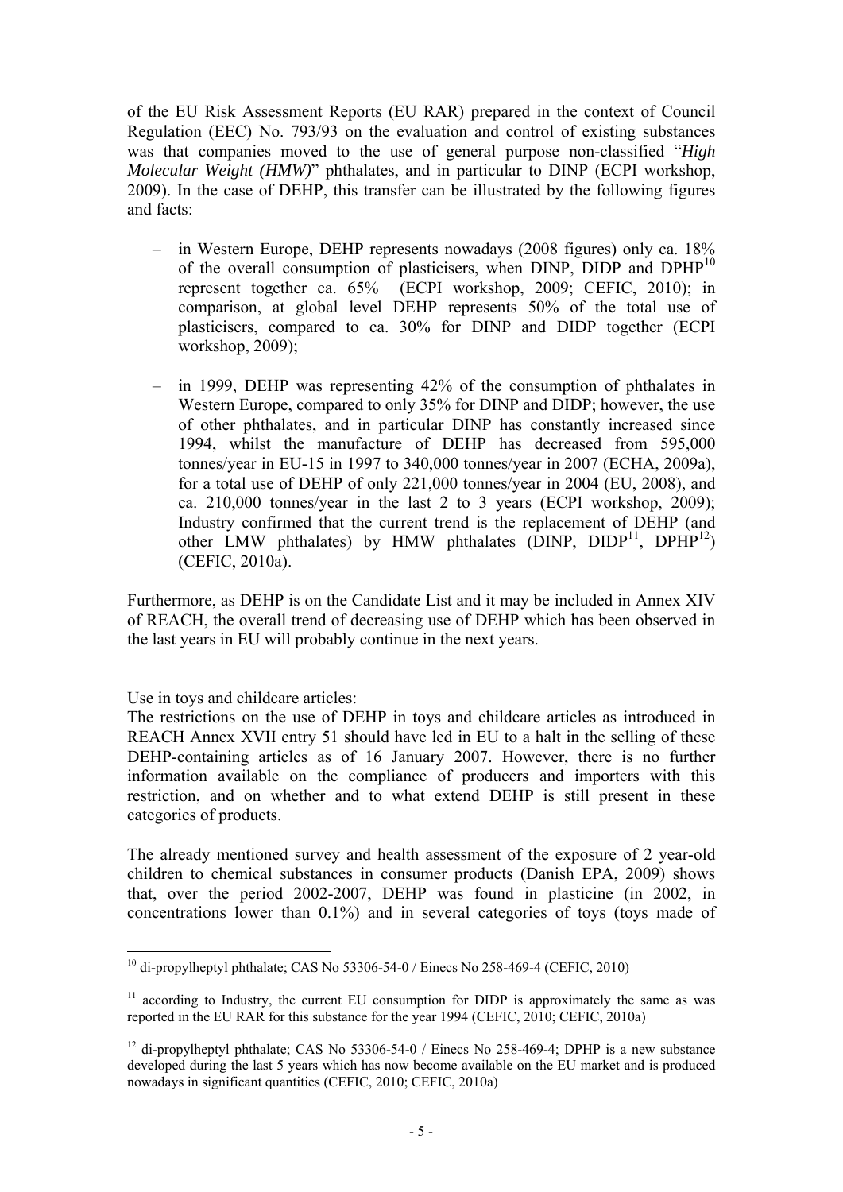of the EU Risk Assessment Reports (EU RAR) prepared in the context of Council Regulation (EEC) No. 793/93 on the evaluation and control of existing substances was that companies moved to the use of general purpose non-classified "*High Molecular Weight (HMW)*" phthalates, and in particular to DINP (ECPI workshop, 2009). In the case of DEHP, this transfer can be illustrated by the following figures and facts:

- in Western Europe, DEHP represents nowadays (2008 figures) only ca. 18% of the overall consumption of plasticisers, when DINP, DIDP and DPHP[10] represent together ca. 65% (ECPI workshop, 2009; CEFIC, 2010); in comparison, at global level DEHP represents 50% of the total use of plasticisers, compared to ca. 30% for DINP and DIDP together (ECPI workshop, 2009);

- in 1999, DEHP was representing 42% of the consumption of phthalates in Western Europe, compared to only 35% for DINP and DIDP; however, the use of other phthalates, and in particular DINP has constantly increased since 1994, whilst the manufacture of DEHP has decreased from 595,000 tonnes/year in EU-15 in 1997 to 340,000 tonnes/year in 2007 (ECHA, 2009a), for a total use of DEHP of only 221,000 tonnes/year in 2004 (EU, 2008), and ca. 210,000 tonnes/year in the last 2 to 3 years (ECPI workshop, 2009); Industry confirmed that the current trend is the replacement of DEHP (and other LMW phthalates) by HMW phthalates (DINP, DIDP[11], DPHP[12]) (CEFIC, 2010a).

Furthermore, as DEHP is on the Candidate List and it may be included in Annex XIV of REACH, the overall trend of decreasing use of DEHP which has been observed in the last years in EU will probably continue in the next years.

<u>Use in toys and childcare articles</u>:
The restrictions on the use of DEHP in toys and childcare articles as introduced in REACH Annex XVII entry 51 should have led in EU to a halt in the selling of these DEHP-containing articles as of 16 January 2007. However, there is no further information available on the compliance of producers and importers with this restriction, and on whether and to what extend DEHP is still present in these categories of products.

The already mentioned survey and health assessment of the exposure of 2 year-old children to chemical substances in consumer products (Danish EPA, 2009) shows that, over the period 2002-2007, DEHP was found in plasticine (in 2002, in concentrations lower than 0.1%) and in several categories of toys (toys made of

---

[10] di-propylheptyl phthalate; CAS No 53306-54-0 / Einecs No 258-469-4 (CEFIC, 2010)

[11] according to Industry, the current EU consumption for DIDP is approximately the same as was reported in the EU RAR for this substance for the year 1994 (CEFIC, 2010; CEFIC, 2010a)

[12] di-propylheptyl phthalate; CAS No 53306-54-0 / Einecs No 258-469-4; DPHP is a new substance developed during the last 5 years which has now become available on the EU market and is produced nowadays in significant quantities (CEFIC, 2010; CEFIC, 2010a)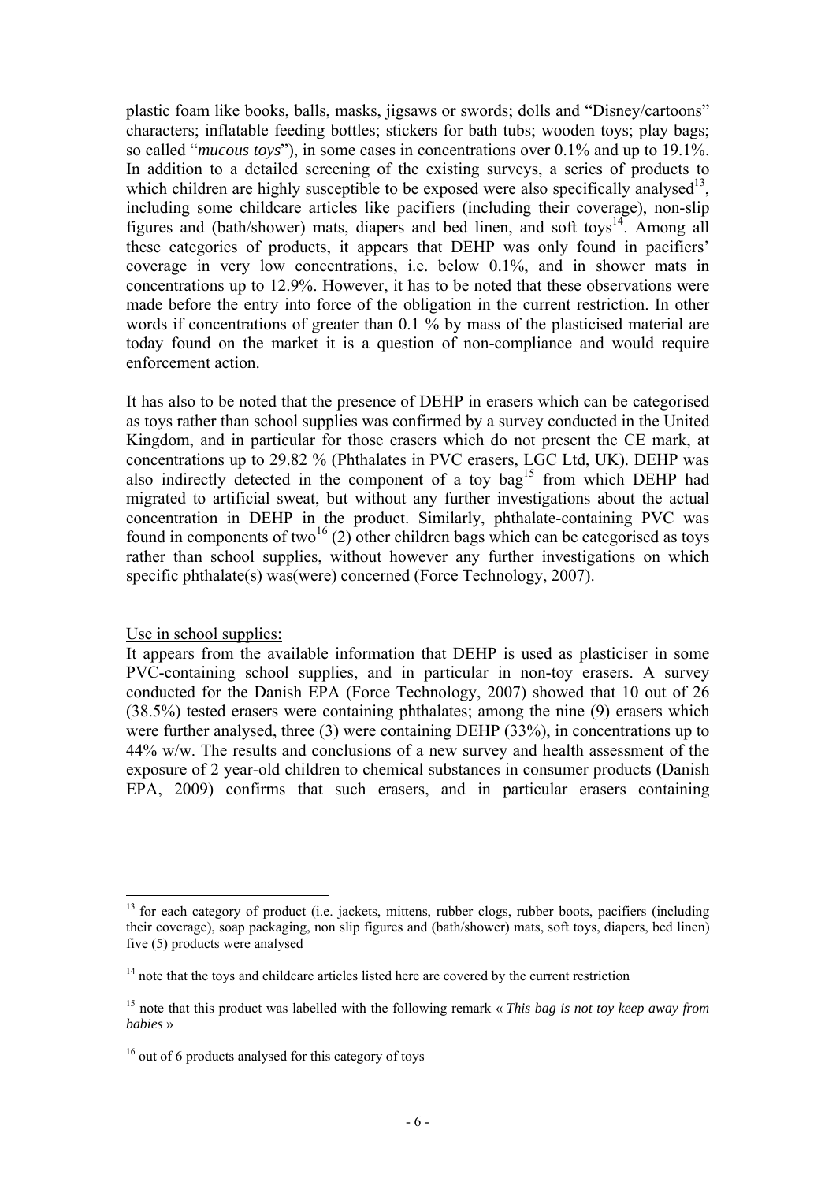plastic foam like books, balls, masks, jigsaws or swords; dolls and "Disney/cartoons" characters; inflatable feeding bottles; stickers for bath tubs; wooden toys; play bags; so called "*mucous toys*"), in some cases in concentrations over 0.1% and up to 19.1%. In addition to a detailed screening of the existing surveys, a series of products to which children are highly susceptible to be exposed were also specifically analysed[13], including some childcare articles like pacifiers (including their coverage), non-slip figures and (bath/shower) mats, diapers and bed linen, and soft toys[14]. Among all these categories of products, it appears that DEHP was only found in pacifiers' coverage in very low concentrations, i.e. below 0.1%, and in shower mats in concentrations up to 12.9%. However, it has to be noted that these observations were made before the entry into force of the obligation in the current restriction. In other words if concentrations of greater than 0.1 % by mass of the plasticised material are today found on the market it is a question of non-compliance and would require enforcement action.

It has also to be noted that the presence of DEHP in erasers which can be categorised as toys rather than school supplies was confirmed by a survey conducted in the United Kingdom, and in particular for those erasers which do not present the CE mark, at concentrations up to 29.82 % (Phthalates in PVC erasers, LGC Ltd, UK). DEHP was also indirectly detected in the component of a toy bag[15] from which DEHP had migrated to artificial sweat, but without any further investigations about the actual concentration in DEHP in the product. Similarly, phthalate-containing PVC was found in components of two[16] (2) other children bags which can be categorised as toys rather than school supplies, without however any further investigations on which specific phthalate(s) was(were) concerned (Force Technology, 2007).

Use in school supplies:

It appears from the available information that DEHP is used as plasticiser in some PVC-containing school supplies, and in particular in non-toy erasers. A survey conducted for the Danish EPA (Force Technology, 2007) showed that 10 out of 26 (38.5%) tested erasers were containing phthalates; among the nine (9) erasers which were further analysed, three (3) were containing DEHP (33%), in concentrations up to 44% w/w. The results and conclusions of a new survey and health assessment of the exposure of 2 year-old children to chemical substances in consumer products (Danish EPA, 2009) confirms that such erasers, and in particular erasers containing

---

[13] for each category of product (i.e. jackets, mittens, rubber clogs, rubber boots, pacifiers (including their coverage), soap packaging, non slip figures and (bath/shower) mats, soft toys, diapers, bed linen) five (5) products were analysed

[14] note that the toys and childcare articles listed here are covered by the current restriction

[15] note that this product was labelled with the following remark « *This bag is not toy keep away from babies* »

[16] out of 6 products analysed for this category of toys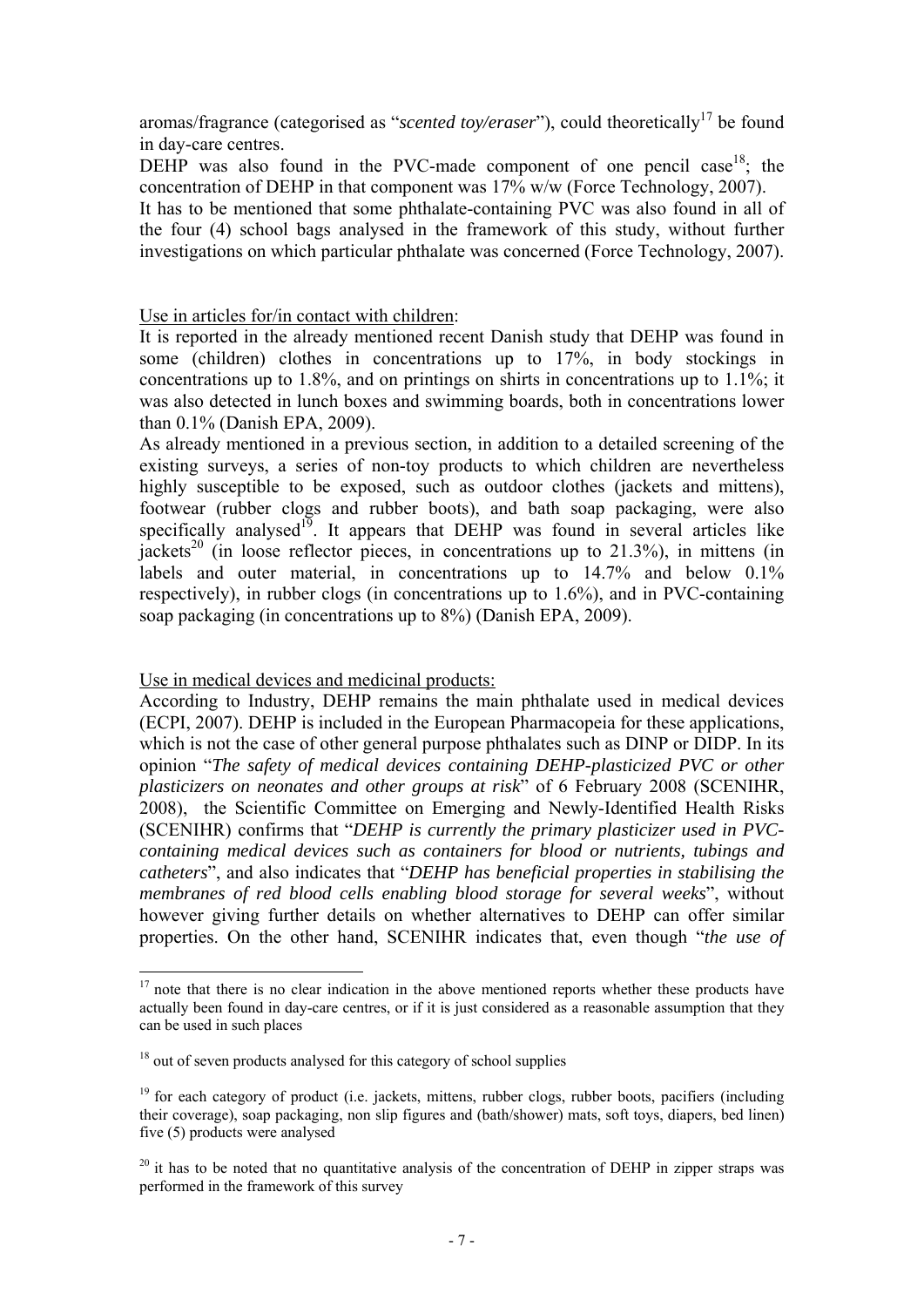aromas/fragrance (categorised as "*scented toy/eraser*"), could theoretically[17] be found in day-care centres.

DEHP was also found in the PVC-made component of one pencil case[18]; the concentration of DEHP in that component was 17% w/w (Force Technology, 2007).

It has to be mentioned that some phthalate-containing PVC was also found in all of the four (4) school bags analysed in the framework of this study, without further investigations on which particular phthalate was concerned (Force Technology, 2007).

Use in articles for/in contact with children:

It is reported in the already mentioned recent Danish study that DEHP was found in some (children) clothes in concentrations up to 17%, in body stockings in concentrations up to 1.8%, and on printings on shirts in concentrations up to 1.1%; it was also detected in lunch boxes and swimming boards, both in concentrations lower than 0.1% (Danish EPA, 2009).

As already mentioned in a previous section, in addition to a detailed screening of the existing surveys, a series of non-toy products to which children are nevertheless highly susceptible to be exposed, such as outdoor clothes (jackets and mittens), footwear (rubber clogs and rubber boots), and bath soap packaging, were also specifically analysed[19]. It appears that DEHP was found in several articles like jackets[20] (in loose reflector pieces, in concentrations up to 21.3%), in mittens (in labels and outer material, in concentrations up to 14.7% and below 0.1% respectively), in rubber clogs (in concentrations up to 1.6%), and in PVC-containing soap packaging (in concentrations up to 8%) (Danish EPA, 2009).

Use in medical devices and medicinal products:

According to Industry, DEHP remains the main phthalate used in medical devices (ECPI, 2007). DEHP is included in the European Pharmacopeia for these applications, which is not the case of other general purpose phthalates such as DINP or DIDP. In its opinion "*The safety of medical devices containing DEHP-plasticized PVC or other plasticizers on neonates and other groups at risk*" of 6 February 2008 (SCENIHR, 2008), the Scientific Committee on Emerging and Newly-Identified Health Risks (SCENIHR) confirms that "*DEHP is currently the primary plasticizer used in PVC-containing medical devices such as containers for blood or nutrients, tubings and catheters*", and also indicates that "*DEHP has beneficial properties in stabilising the membranes of red blood cells enabling blood storage for several weeks*", without however giving further details on whether alternatives to DEHP can offer similar properties. On the other hand, SCENIHR indicates that, even though "*the use of*

---

[17] note that there is no clear indication in the above mentioned reports whether these products have actually been found in day-care centres, or if it is just considered as a reasonable assumption that they can be used in such places

[18] out of seven products analysed for this category of school supplies

[19] for each category of product (i.e. jackets, mittens, rubber clogs, rubber boots, pacifiers (including their coverage), soap packaging, non slip figures and (bath/shower) mats, soft toys, diapers, bed linen) five (5) products were analysed

[20] it has to be noted that no quantitative analysis of the concentration of DEHP in zipper straps was performed in the framework of this survey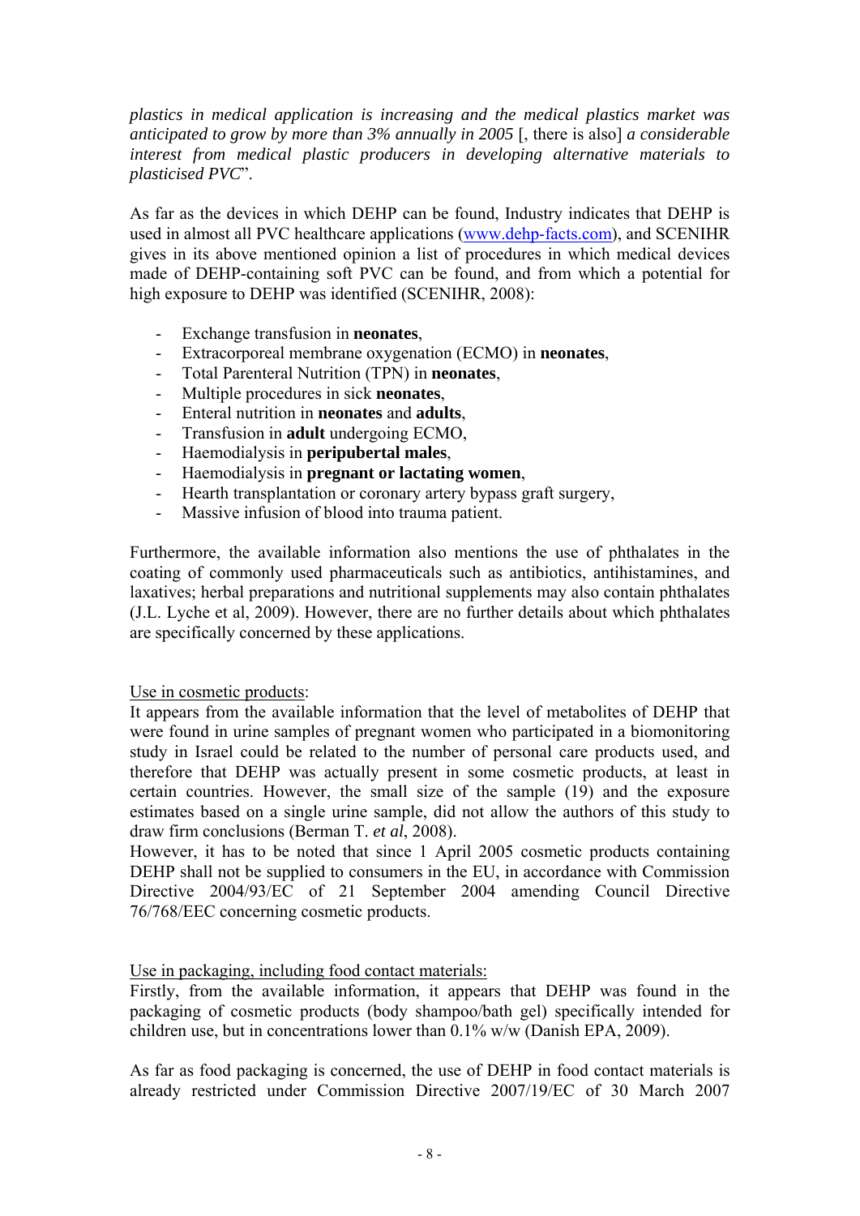*plastics in medical application is increasing and the medical plastics market was anticipated to grow by more than 3% annually in 2005* [, there is also] *a considerable interest from medical plastic producers in developing alternative materials to plasticised PVC*".

As far as the devices in which DEHP can be found, Industry indicates that DEHP is used in almost all PVC healthcare applications (www.dehp-facts.com), and SCENIHR gives in its above mentioned opinion a list of procedures in which medical devices made of DEHP-containing soft PVC can be found, and from which a potential for high exposure to DEHP was identified (SCENIHR, 2008):

- Exchange transfusion in **neonates**,
- Extracorporeal membrane oxygenation (ECMO) in **neonates**,
- Total Parenteral Nutrition (TPN) in **neonates**,
- Multiple procedures in sick **neonates**,
- Enteral nutrition in **neonates** and **adults**,
- Transfusion in **adult** undergoing ECMO,
- Haemodialysis in **peripubertal males**,
- Haemodialysis in **pregnant or lactating women**,
- Hearth transplantation or coronary artery bypass graft surgery,
- Massive infusion of blood into trauma patient.

Furthermore, the available information also mentions the use of phthalates in the coating of commonly used pharmaceuticals such as antibiotics, antihistamines, and laxatives; herbal preparations and nutritional supplements may also contain phthalates (J.L. Lyche et al, 2009). However, there are no further details about which phthalates are specifically concerned by these applications.

<u>Use in cosmetic products</u>:

It appears from the available information that the level of metabolites of DEHP that were found in urine samples of pregnant women who participated in a biomonitoring study in Israel could be related to the number of personal care products used, and therefore that DEHP was actually present in some cosmetic products, at least in certain countries. However, the small size of the sample (19) and the exposure estimates based on a single urine sample, did not allow the authors of this study to draw firm conclusions (Berman T. *et al*, 2008).

However, it has to be noted that since 1 April 2005 cosmetic products containing DEHP shall not be supplied to consumers in the EU, in accordance with Commission Directive 2004/93/EC of 21 September 2004 amending Council Directive 76/768/EEC concerning cosmetic products.

<u>Use in packaging, including food contact materials:</u>

Firstly, from the available information, it appears that DEHP was found in the packaging of cosmetic products (body shampoo/bath gel) specifically intended for children use, but in concentrations lower than 0.1% w/w (Danish EPA, 2009).

As far as food packaging is concerned, the use of DEHP in food contact materials is already restricted under Commission Directive 2007/19/EC of 30 March 2007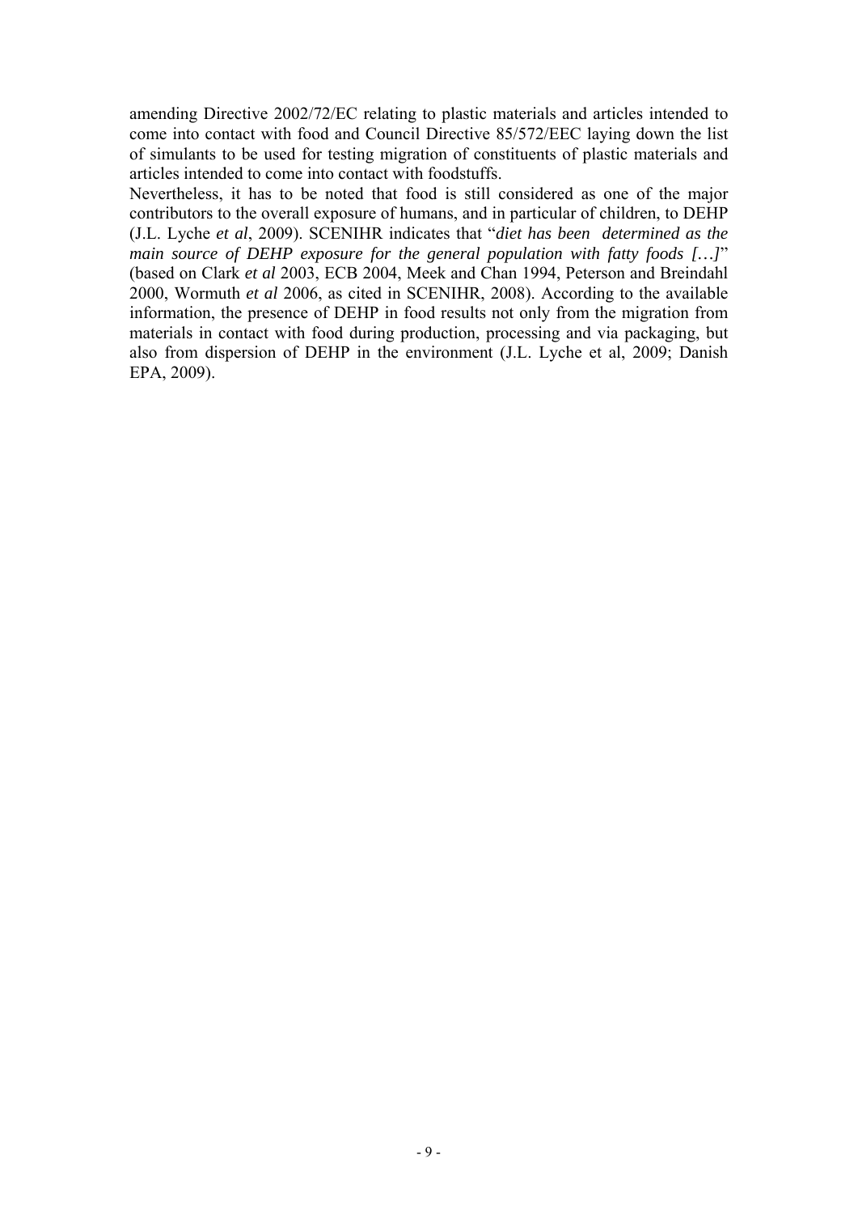amending Directive 2002/72/EC relating to plastic materials and articles intended to come into contact with food and Council Directive 85/572/EEC laying down the list of simulants to be used for testing migration of constituents of plastic materials and articles intended to come into contact with foodstuffs.

Nevertheless, it has to be noted that food is still considered as one of the major contributors to the overall exposure of humans, and in particular of children, to DEHP (J.L. Lyche *et al*, 2009). SCENIHR indicates that "*diet has been determined as the main source of DEHP exposure for the general population with fatty foods […]*" (based on Clark *et al* 2003, ECB 2004, Meek and Chan 1994, Peterson and Breindahl 2000, Wormuth *et al* 2006, as cited in SCENIHR, 2008). According to the available information, the presence of DEHP in food results not only from the migration from materials in contact with food during production, processing and via packaging, but also from dispersion of DEHP in the environment (J.L. Lyche et al, 2009; Danish EPA, 2009).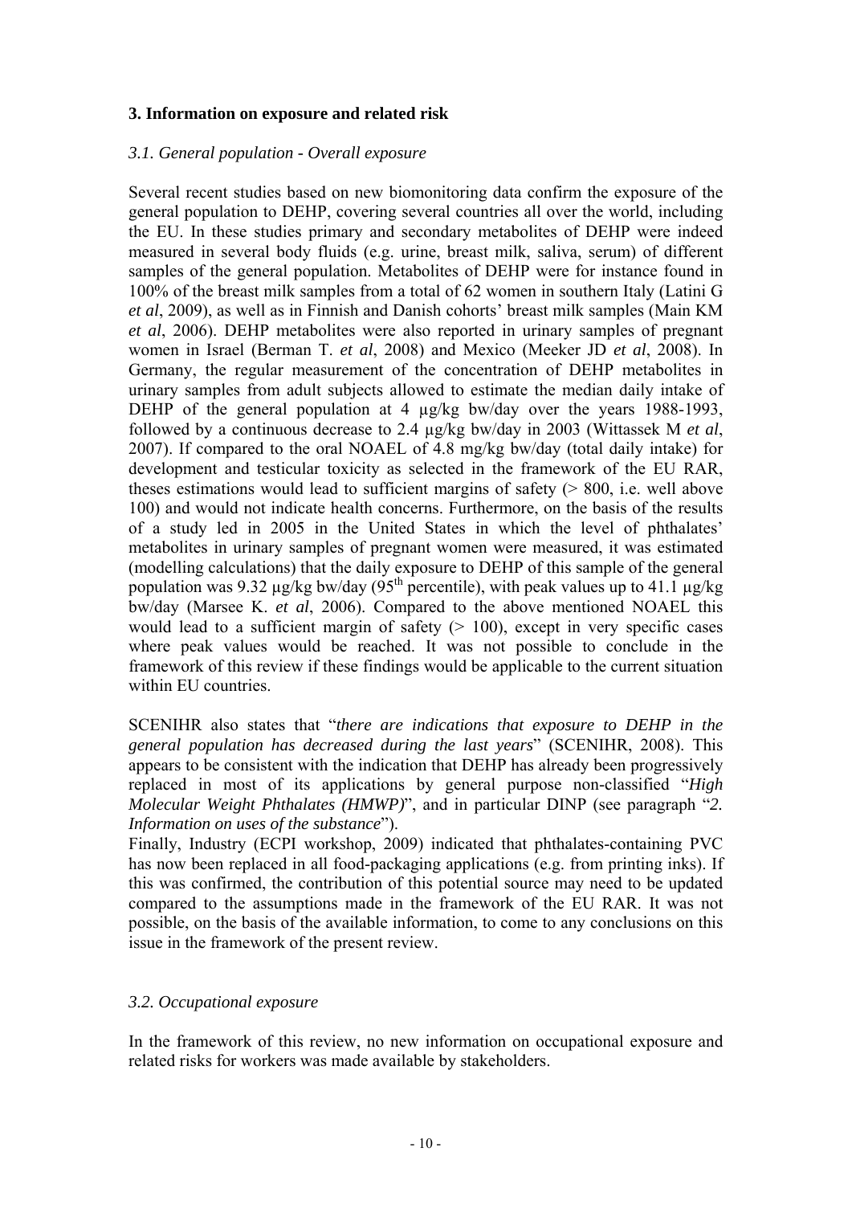## 3. Information on exposure and related risk

### *3.1. General population - Overall exposure*

Several recent studies based on new biomonitoring data confirm the exposure of the general population to DEHP, covering several countries all over the world, including the EU. In these studies primary and secondary metabolites of DEHP were indeed measured in several body fluids (e.g. urine, breast milk, saliva, serum) of different samples of the general population. Metabolites of DEHP were for instance found in 100% of the breast milk samples from a total of 62 women in southern Italy (Latini G *et al*, 2009), as well as in Finnish and Danish cohorts' breast milk samples (Main KM *et al*, 2006). DEHP metabolites were also reported in urinary samples of pregnant women in Israel (Berman T. *et al*, 2008) and Mexico (Meeker JD *et al*, 2008). In Germany, the regular measurement of the concentration of DEHP metabolites in urinary samples from adult subjects allowed to estimate the median daily intake of DEHP of the general population at 4 µg/kg bw/day over the years 1988-1993, followed by a continuous decrease to 2.4 µg/kg bw/day in 2003 (Wittassek M *et al*, 2007). If compared to the oral NOAEL of 4.8 mg/kg bw/day (total daily intake) for development and testicular toxicity as selected in the framework of the EU RAR, theses estimations would lead to sufficient margins of safety (> 800, i.e. well above 100) and would not indicate health concerns. Furthermore, on the basis of the results of a study led in 2005 in the United States in which the level of phthalates' metabolites in urinary samples of pregnant women were measured, it was estimated (modelling calculations) that the daily exposure to DEHP of this sample of the general population was 9.32 µg/kg bw/day (95th percentile), with peak values up to 41.1 µg/kg bw/day (Marsee K. *et al*, 2006). Compared to the above mentioned NOAEL this would lead to a sufficient margin of safety (> 100), except in very specific cases where peak values would be reached. It was not possible to conclude in the framework of this review if these findings would be applicable to the current situation within EU countries.

SCENIHR also states that "*there are indications that exposure to DEHP in the general population has decreased during the last years*" (SCENIHR, 2008). This appears to be consistent with the indication that DEHP has already been progressively replaced in most of its applications by general purpose non-classified "*High Molecular Weight Phthalates (HMWP)*", and in particular DINP (see paragraph "*2. Information on uses of the substance*").

Finally, Industry (ECPI workshop, 2009) indicated that phthalates-containing PVC has now been replaced in all food-packaging applications (e.g. from printing inks). If this was confirmed, the contribution of this potential source may need to be updated compared to the assumptions made in the framework of the EU RAR. It was not possible, on the basis of the available information, to come to any conclusions on this issue in the framework of the present review.

### *3.2. Occupational exposure*

In the framework of this review, no new information on occupational exposure and related risks for workers was made available by stakeholders.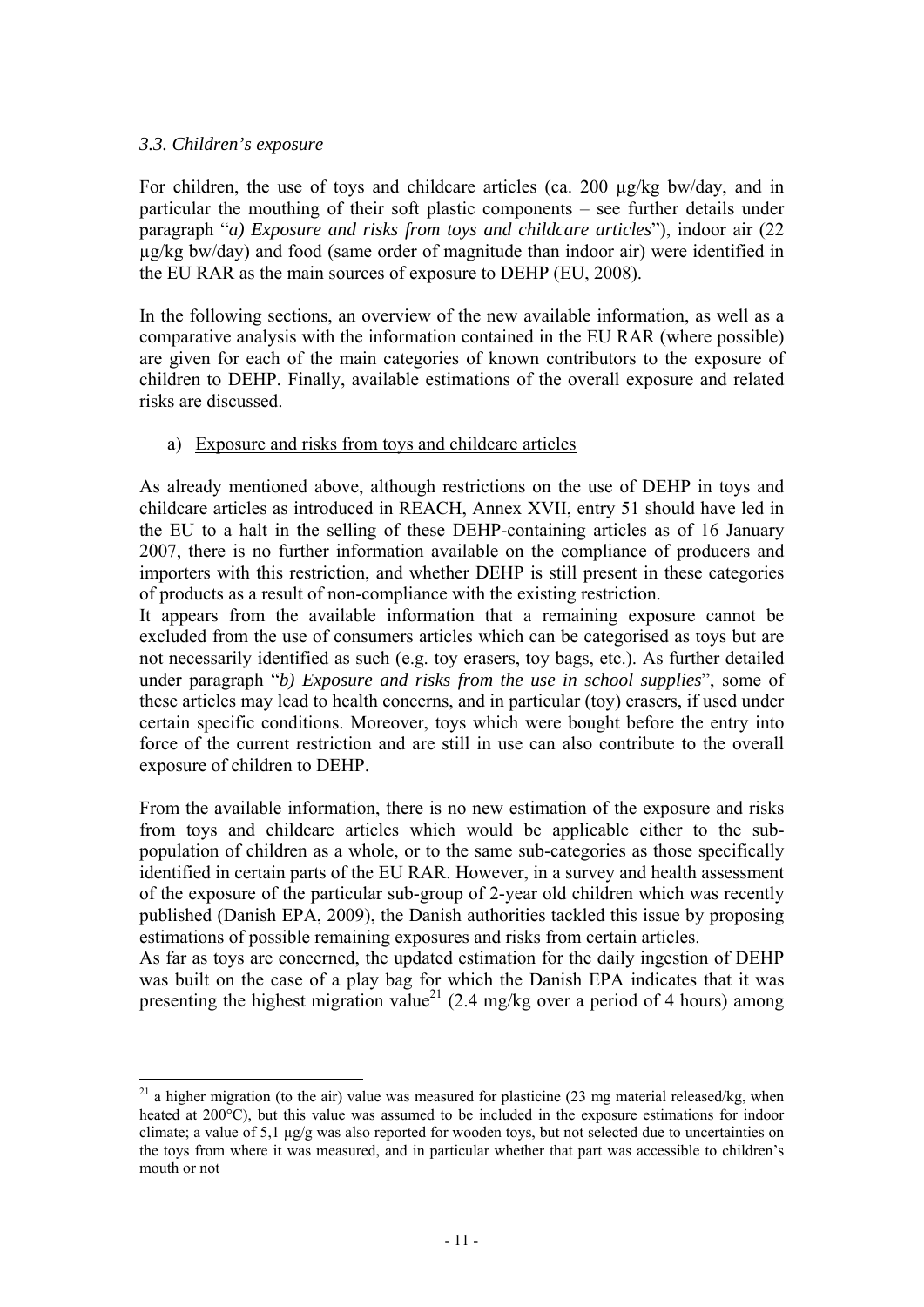### *3.3. Children's exposure*

For children, the use of toys and childcare articles (ca. 200 µg/kg bw/day, and in particular the mouthing of their soft plastic components – see further details under paragraph "*a) Exposure and risks from toys and childcare articles*"), indoor air (22 µg/kg bw/day) and food (same order of magnitude than indoor air) were identified in the EU RAR as the main sources of exposure to DEHP (EU, 2008).

In the following sections, an overview of the new available information, as well as a comparative analysis with the information contained in the EU RAR (where possible) are given for each of the main categories of known contributors to the exposure of children to DEHP. Finally, available estimations of the overall exposure and related risks are discussed.

a) Exposure and risks from toys and childcare articles

As already mentioned above, although restrictions on the use of DEHP in toys and childcare articles as introduced in REACH, Annex XVII, entry 51 should have led in the EU to a halt in the selling of these DEHP-containing articles as of 16 January 2007, there is no further information available on the compliance of producers and importers with this restriction, and whether DEHP is still present in these categories of products as a result of non-compliance with the existing restriction.

It appears from the available information that a remaining exposure cannot be excluded from the use of consumers articles which can be categorised as toys but are not necessarily identified as such (e.g. toy erasers, toy bags, etc.). As further detailed under paragraph "*b) Exposure and risks from the use in school supplies*", some of these articles may lead to health concerns, and in particular (toy) erasers, if used under certain specific conditions. Moreover, toys which were bought before the entry into force of the current restriction and are still in use can also contribute to the overall exposure of children to DEHP.

From the available information, there is no new estimation of the exposure and risks from toys and childcare articles which would be applicable either to the sub-population of children as a whole, or to the same sub-categories as those specifically identified in certain parts of the EU RAR. However, in a survey and health assessment of the exposure of the particular sub-group of 2-year old children which was recently published (Danish EPA, 2009), the Danish authorities tackled this issue by proposing estimations of possible remaining exposures and risks from certain articles.

As far as toys are concerned, the updated estimation for the daily ingestion of DEHP was built on the case of a play bag for which the Danish EPA indicates that it was presenting the highest migration value[21] (2.4 mg/kg over a period of 4 hours) among

[21] a higher migration (to the air) value was measured for plasticine (23 mg material released/kg, when heated at 200°C), but this value was assumed to be included in the exposure estimations for indoor climate; a value of 5,1 µg/g was also reported for wooden toys, but not selected due to uncertainties on the toys from where it was measured, and in particular whether that part was accessible to children's mouth or not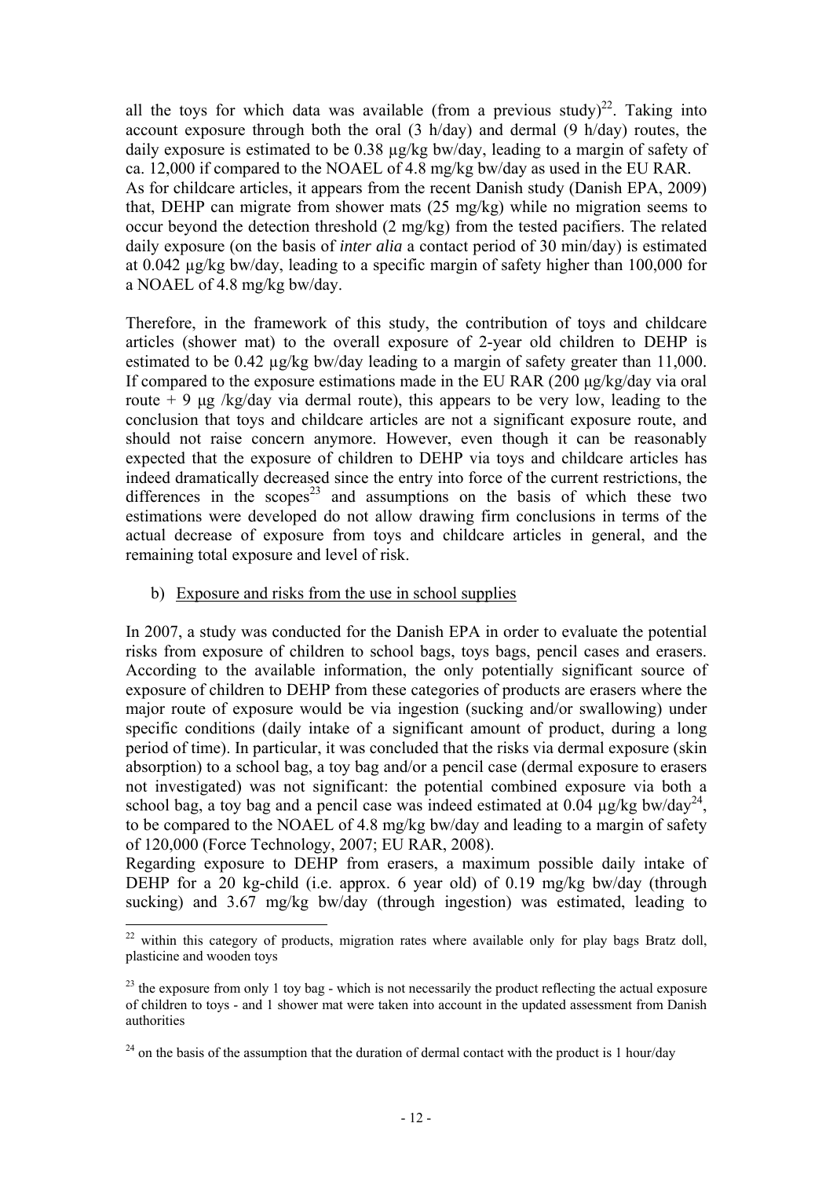all the toys for which data was available (from a previous study)[22]. Taking into account exposure through both the oral (3 h/day) and dermal (9 h/day) routes, the daily exposure is estimated to be 0.38 µg/kg bw/day, leading to a margin of safety of ca. 12,000 if compared to the NOAEL of 4.8 mg/kg bw/day as used in the EU RAR.
As for childcare articles, it appears from the recent Danish study (Danish EPA, 2009) that, DEHP can migrate from shower mats (25 mg/kg) while no migration seems to occur beyond the detection threshold (2 mg/kg) from the tested pacifiers. The related daily exposure (on the basis of *inter alia* a contact period of 30 min/day) is estimated at 0.042 µg/kg bw/day, leading to a specific margin of safety higher than 100,000 for a NOAEL of 4.8 mg/kg bw/day.

Therefore, in the framework of this study, the contribution of toys and childcare articles (shower mat) to the overall exposure of 2-year old children to DEHP is estimated to be 0.42 µg/kg bw/day leading to a margin of safety greater than 11,000. If compared to the exposure estimations made in the EU RAR (200 µg/kg/day via oral route + 9 µg /kg/day via dermal route), this appears to be very low, leading to the conclusion that toys and childcare articles are not a significant exposure route, and should not raise concern anymore. However, even though it can be reasonably expected that the exposure of children to DEHP via toys and childcare articles has indeed dramatically decreased since the entry into force of the current restrictions, the differences in the scopes[23] and assumptions on the basis of which these two estimations were developed do not allow drawing firm conclusions in terms of the actual decrease of exposure from toys and childcare articles in general, and the remaining total exposure and level of risk.

b) Exposure and risks from the use in school supplies

In 2007, a study was conducted for the Danish EPA in order to evaluate the potential risks from exposure of children to school bags, toys bags, pencil cases and erasers. According to the available information, the only potentially significant source of exposure of children to DEHP from these categories of products are erasers where the major route of exposure would be via ingestion (sucking and/or swallowing) under specific conditions (daily intake of a significant amount of product, during a long period of time). In particular, it was concluded that the risks via dermal exposure (skin absorption) to a school bag, a toy bag and/or a pencil case (dermal exposure to erasers not investigated) was not significant: the potential combined exposure via both a school bag, a toy bag and a pencil case was indeed estimated at 0.04 µg/kg bw/day[24], to be compared to the NOAEL of 4.8 mg/kg bw/day and leading to a margin of safety of 120,000 (Force Technology, 2007; EU RAR, 2008).
Regarding exposure to DEHP from erasers, a maximum possible daily intake of DEHP for a 20 kg-child (i.e. approx. 6 year old) of 0.19 mg/kg bw/day (through sucking) and 3.67 mg/kg bw/day (through ingestion) was estimated, leading to

---

[22] within this category of products, migration rates where available only for play bags Bratz doll, plasticine and wooden toys

[23] the exposure from only 1 toy bag - which is not necessarily the product reflecting the actual exposure of children to toys - and 1 shower mat were taken into account in the updated assessment from Danish authorities

[24] on the basis of the assumption that the duration of dermal contact with the product is 1 hour/day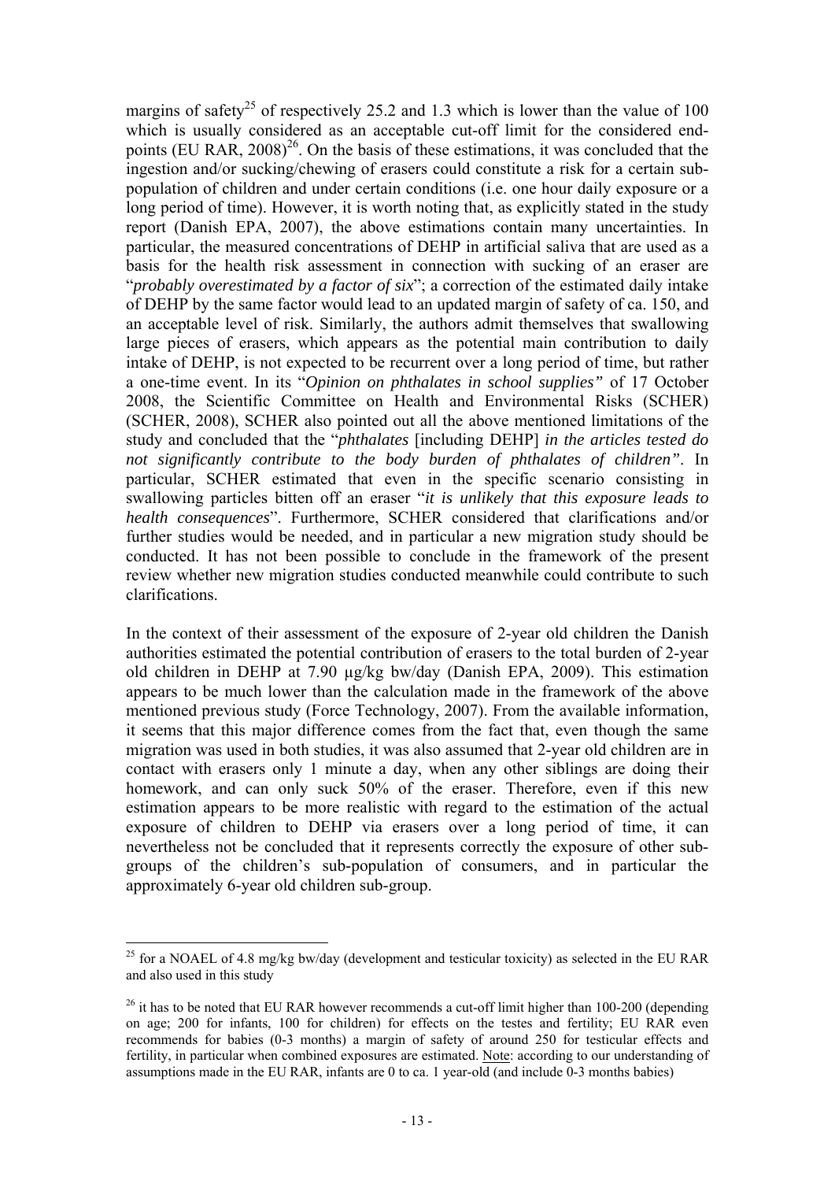margins of safety[25] of respectively 25.2 and 1.3 which is lower than the value of 100 which is usually considered as an acceptable cut-off limit for the considered end-points (EU RAR, 2008)[26]. On the basis of these estimations, it was concluded that the ingestion and/or sucking/chewing of erasers could constitute a risk for a certain sub-population of children and under certain conditions (i.e. one hour daily exposure or a long period of time). However, it is worth noting that, as explicitly stated in the study report (Danish EPA, 2007), the above estimations contain many uncertainties. In particular, the measured concentrations of DEHP in artificial saliva that are used as a basis for the health risk assessment in connection with sucking of an eraser are "*probably overestimated by a factor of six*"; a correction of the estimated daily intake of DEHP by the same factor would lead to an updated margin of safety of ca. 150, and an acceptable level of risk. Similarly, the authors admit themselves that swallowing large pieces of erasers, which appears as the potential main contribution to daily intake of DEHP, is not expected to be recurrent over a long period of time, but rather a one-time event. In its "*Opinion on phthalates in school supplies"* of 17 October 2008, the Scientific Committee on Health and Environmental Risks (SCHER) (SCHER, 2008), SCHER also pointed out all the above mentioned limitations of the study and concluded that the "*phthalates* [including DEHP] *in the articles tested do not significantly contribute to the body burden of phthalates of children"*. In particular, SCHER estimated that even in the specific scenario consisting in swallowing particles bitten off an eraser "*it is unlikely that this exposure leads to health consequences*". Furthermore, SCHER considered that clarifications and/or further studies would be needed, and in particular a new migration study should be conducted. It has not been possible to conclude in the framework of the present review whether new migration studies conducted meanwhile could contribute to such clarifications.

In the context of their assessment of the exposure of 2-year old children the Danish authorities estimated the potential contribution of erasers to the total burden of 2-year old children in DEHP at 7.90 µg/kg bw/day (Danish EPA, 2009). This estimation appears to be much lower than the calculation made in the framework of the above mentioned previous study (Force Technology, 2007). From the available information, it seems that this major difference comes from the fact that, even though the same migration was used in both studies, it was also assumed that 2-year old children are in contact with erasers only 1 minute a day, when any other siblings are doing their homework, and can only suck 50% of the eraser. Therefore, even if this new estimation appears to be more realistic with regard to the estimation of the actual exposure of children to DEHP via erasers over a long period of time, it can nevertheless not be concluded that it represents correctly the exposure of other sub-groups of the children's sub-population of consumers, and in particular the approximately 6-year old children sub-group.

---

[25] for a NOAEL of 4.8 mg/kg bw/day (development and testicular toxicity) as selected in the EU RAR and also used in this study

[26] it has to be noted that EU RAR however recommends a cut-off limit higher than 100-200 (depending on age; 200 for infants, 100 for children) for effects on the testes and fertility; EU RAR even recommends for babies (0-3 months) a margin of safety of around 250 for testicular effects and fertility, in particular when combined exposures are estimated. Note: according to our understanding of assumptions made in the EU RAR, infants are 0 to ca. 1 year-old (and include 0-3 months babies)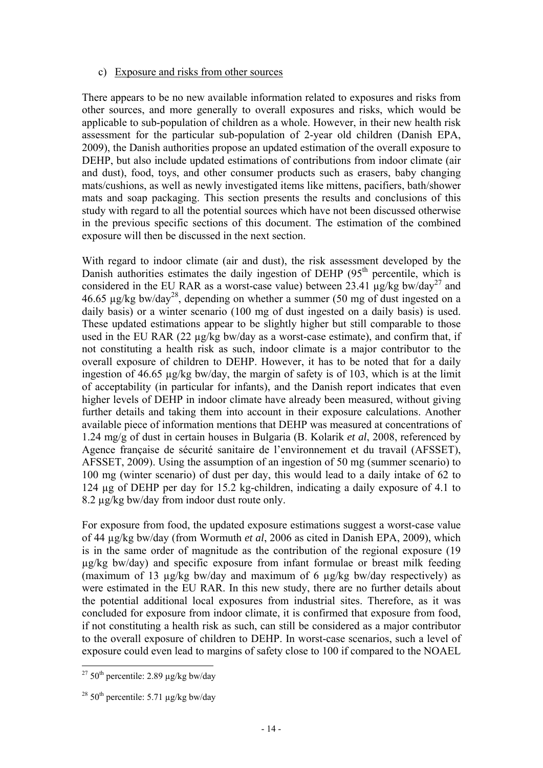c) Exposure and risks from other sources

There appears to be no new available information related to exposures and risks from other sources, and more generally to overall exposures and risks, which would be applicable to sub-population of children as a whole. However, in their new health risk assessment for the particular sub-population of 2-year old children (Danish EPA, 2009), the Danish authorities propose an updated estimation of the overall exposure to DEHP, but also include updated estimations of contributions from indoor climate (air and dust), food, toys, and other consumer products such as erasers, baby changing mats/cushions, as well as newly investigated items like mittens, pacifiers, bath/shower mats and soap packaging. This section presents the results and conclusions of this study with regard to all the potential sources which have not been discussed otherwise in the previous specific sections of this document. The estimation of the combined exposure will then be discussed in the next section.

With regard to indoor climate (air and dust), the risk assessment developed by the Danish authorities estimates the daily ingestion of DEHP (95$^{th}$ percentile, which is considered in the EU RAR as a worst-case value) between 23.41 µg/kg bw/day[27] and 46.65 µg/kg bw/day[28], depending on whether a summer (50 mg of dust ingested on a daily basis) or a winter scenario (100 mg of dust ingested on a daily basis) is used. These updated estimations appear to be slightly higher but still comparable to those used in the EU RAR (22 µg/kg bw/day as a worst-case estimate), and confirm that, if not constituting a health risk as such, indoor climate is a major contributor to the overall exposure of children to DEHP. However, it has to be noted that for a daily ingestion of 46.65 µg/kg bw/day, the margin of safety is of 103, which is at the limit of acceptability (in particular for infants), and the Danish report indicates that even higher levels of DEHP in indoor climate have already been measured, without giving further details and taking them into account in their exposure calculations. Another available piece of information mentions that DEHP was measured at concentrations of 1.24 mg/g of dust in certain houses in Bulgaria (B. Kolarik *et al*, 2008, referenced by Agence française de sécurité sanitaire de l'environnement et du travail (AFSSET), AFSSET, 2009). Using the assumption of an ingestion of 50 mg (summer scenario) to 100 mg (winter scenario) of dust per day, this would lead to a daily intake of 62 to 124 µg of DEHP per day for 15.2 kg-children, indicating a daily exposure of 4.1 to 8.2 µg/kg bw/day from indoor dust route only.

For exposure from food, the updated exposure estimations suggest a worst-case value of 44 µg/kg bw/day (from Wormuth *et al*, 2006 as cited in Danish EPA, 2009), which is in the same order of magnitude as the contribution of the regional exposure (19 µg/kg bw/day) and specific exposure from infant formulae or breast milk feeding (maximum of 13 µg/kg bw/day and maximum of 6 µg/kg bw/day respectively) as were estimated in the EU RAR. In this new study, there are no further details about the potential additional local exposures from industrial sites. Therefore, as it was concluded for exposure from indoor climate, it is confirmed that exposure from food, if not constituting a health risk as such, can still be considered as a major contributor to the overall exposure of children to DEHP. In worst-case scenarios, such a level of exposure could even lead to margins of safety close to 100 if compared to the NOAEL

---

[27] 50$^{th}$ percentile: 2.89 µg/kg bw/day

[28] 50$^{th}$ percentile: 5.71 µg/kg bw/day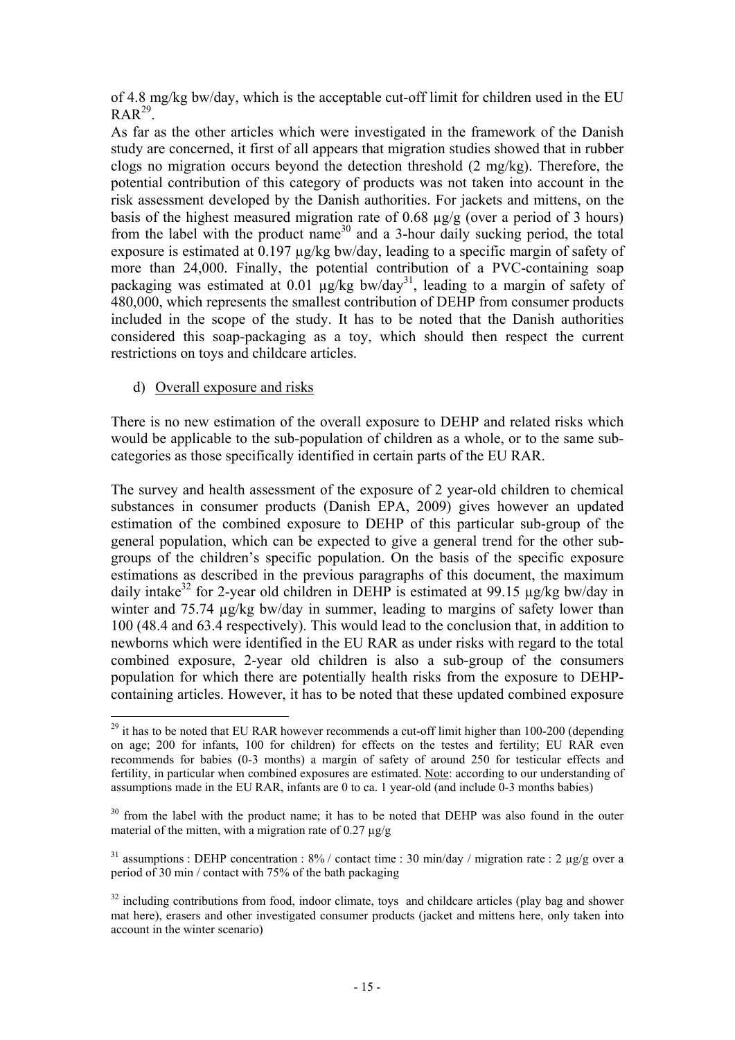of 4.8 mg/kg bw/day, which is the acceptable cut-off limit for children used in the EU RAR[29].

As far as the other articles which were investigated in the framework of the Danish study are concerned, it first of all appears that migration studies showed that in rubber clogs no migration occurs beyond the detection threshold (2 mg/kg). Therefore, the potential contribution of this category of products was not taken into account in the risk assessment developed by the Danish authorities. For jackets and mittens, on the basis of the highest measured migration rate of 0.68 µg/g (over a period of 3 hours) from the label with the product name[30] and a 3-hour daily sucking period, the total exposure is estimated at 0.197 µg/kg bw/day, leading to a specific margin of safety of more than 24,000. Finally, the potential contribution of a PVC-containing soap packaging was estimated at 0.01 µg/kg bw/day[31], leading to a margin of safety of 480,000, which represents the smallest contribution of DEHP from consumer products included in the scope of the study. It has to be noted that the Danish authorities considered this soap-packaging as a toy, which should then respect the current restrictions on toys and childcare articles.

d) Overall exposure and risks

There is no new estimation of the overall exposure to DEHP and related risks which would be applicable to the sub-population of children as a whole, or to the same sub-categories as those specifically identified in certain parts of the EU RAR.

The survey and health assessment of the exposure of 2 year-old children to chemical substances in consumer products (Danish EPA, 2009) gives however an updated estimation of the combined exposure to DEHP of this particular sub-group of the general population, which can be expected to give a general trend for the other sub-groups of the children's specific population. On the basis of the specific exposure estimations as described in the previous paragraphs of this document, the maximum daily intake[32] for 2-year old children in DEHP is estimated at 99.15 µg/kg bw/day in winter and 75.74 µg/kg bw/day in summer, leading to margins of safety lower than 100 (48.4 and 63.4 respectively). This would lead to the conclusion that, in addition to newborns which were identified in the EU RAR as under risks with regard to the total combined exposure, 2-year old children is also a sub-group of the consumers population for which there are potentially health risks from the exposure to DEHP-containing articles. However, it has to be noted that these updated combined exposure

---

[29] it has to be noted that EU RAR however recommends a cut-off limit higher than 100-200 (depending on age; 200 for infants, 100 for children) for effects on the testes and fertility; EU RAR even recommends for babies (0-3 months) a margin of safety of around 250 for testicular effects and fertility, in particular when combined exposures are estimated. Note: according to our understanding of assumptions made in the EU RAR, infants are 0 to ca. 1 year-old (and include 0-3 months babies)

[30] from the label with the product name; it has to be noted that DEHP was also found in the outer material of the mitten, with a migration rate of 0.27 µg/g

[31] assumptions : DEHP concentration : 8% / contact time : 30 min/day / migration rate : 2 µg/g over a period of 30 min / contact with 75% of the bath packaging

[32] including contributions from food, indoor climate, toys and childcare articles (play bag and shower mat here), erasers and other investigated consumer products (jacket and mittens here, only taken into account in the winter scenario)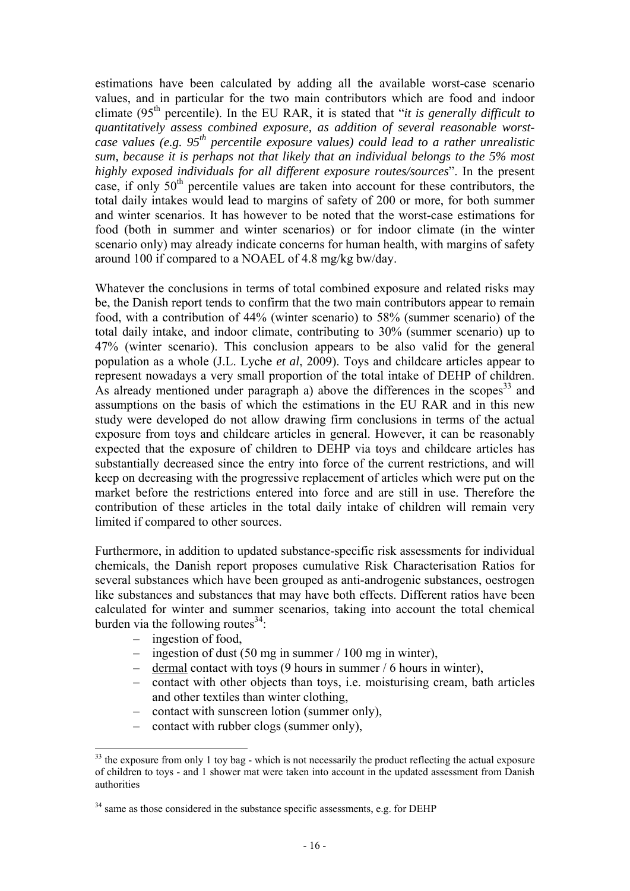estimations have been calculated by adding all the available worst-case scenario values, and in particular for the two main contributors which are food and indoor climate ($95^{th}$ percentile). In the EU RAR, it is stated that "*it is generally difficult to quantitatively assess combined exposure, as addition of several reasonable worst-case values (e.g. $95^{th}$ percentile exposure values) could lead to a rather unrealistic sum, because it is perhaps not that likely that an individual belongs to the 5% most highly exposed individuals for all different exposure routes/sources*". In the present case, if only $50^{th}$ percentile values are taken into account for these contributors, the total daily intakes would lead to margins of safety of 200 or more, for both summer and winter scenarios. It has however to be noted that the worst-case estimations for food (both in summer and winter scenarios) or for indoor climate (in the winter scenario only) may already indicate concerns for human health, with margins of safety around 100 if compared to a NOAEL of 4.8 mg/kg bw/day.

Whatever the conclusions in terms of total combined exposure and related risks may be, the Danish report tends to confirm that the two main contributors appear to remain food, with a contribution of 44% (winter scenario) to 58% (summer scenario) of the total daily intake, and indoor climate, contributing to 30% (summer scenario) up to 47% (winter scenario). This conclusion appears to be also valid for the general population as a whole (J.L. Lyche *et al*, 2009). Toys and childcare articles appear to represent nowadays a very small proportion of the total intake of DEHP of children. As already mentioned under paragraph a) above the differences in the scopes[33] and assumptions on the basis of which the estimations in the EU RAR and in this new study were developed do not allow drawing firm conclusions in terms of the actual exposure from toys and childcare articles in general. However, it can be reasonably expected that the exposure of children to DEHP via toys and childcare articles has substantially decreased since the entry into force of the current restrictions, and will keep on decreasing with the progressive replacement of articles which were put on the market before the restrictions entered into force and are still in use. Therefore the contribution of these articles in the total daily intake of children will remain very limited if compared to other sources.

Furthermore, in addition to updated substance-specific risk assessments for individual chemicals, the Danish report proposes cumulative Risk Characterisation Ratios for several substances which have been grouped as anti-androgenic substances, oestrogen like substances and substances that may have both effects. Different ratios have been calculated for winter and summer scenarios, taking into account the total chemical burden via the following routes[34]:

- ingestion of food,
- ingestion of dust (50 mg in summer / 100 mg in winter),
- <u>dermal</u> contact with toys (9 hours in summer / 6 hours in winter),
- contact with other objects than toys, i.e. moisturising cream, bath articles and other textiles than winter clothing,
- contact with sunscreen lotion (summer only),
- contact with rubber clogs (summer only),

---

[33] the exposure from only 1 toy bag - which is not necessarily the product reflecting the actual exposure of children to toys - and 1 shower mat were taken into account in the updated assessment from Danish authorities

[34] same as those considered in the substance specific assessments, e.g. for DEHP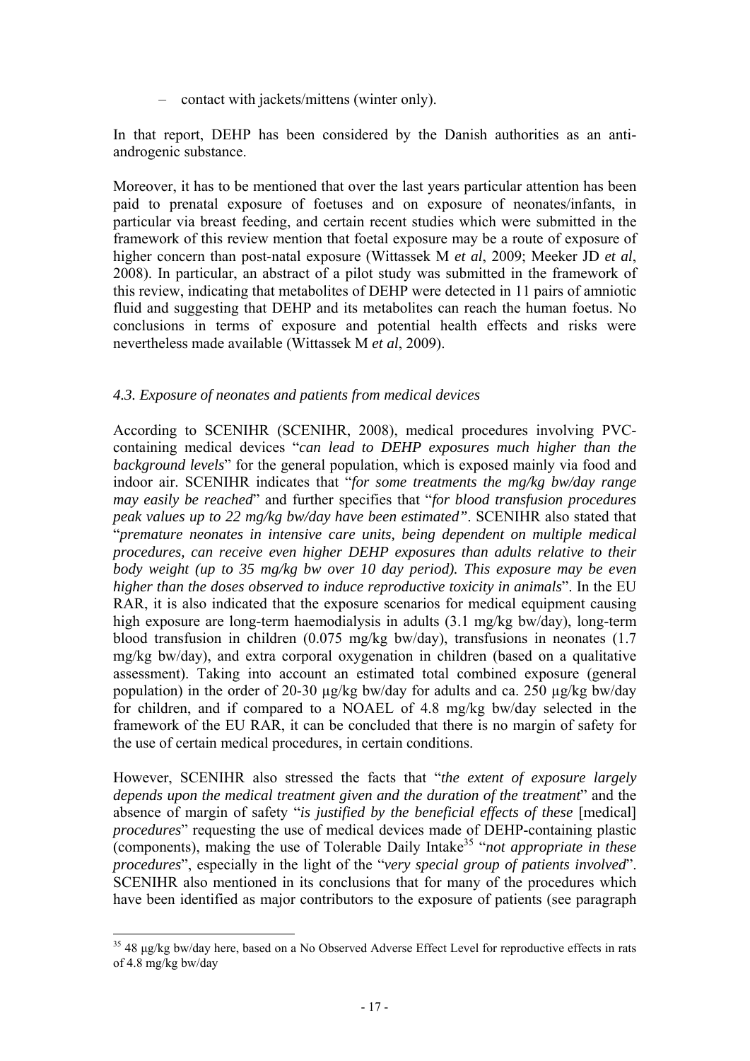– contact with jackets/mittens (winter only).

In that report, DEHP has been considered by the Danish authorities as an anti-androgenic substance.

Moreover, it has to be mentioned that over the last years particular attention has been paid to prenatal exposure of foetuses and on exposure of neonates/infants, in particular via breast feeding, and certain recent studies which were submitted in the framework of this review mention that foetal exposure may be a route of exposure of higher concern than post-natal exposure (Wittassek M *et al*, 2009; Meeker JD *et al*, 2008). In particular, an abstract of a pilot study was submitted in the framework of this review, indicating that metabolites of DEHP were detected in 11 pairs of amniotic fluid and suggesting that DEHP and its metabolites can reach the human foetus. No conclusions in terms of exposure and potential health effects and risks were nevertheless made available (Wittassek M *et al*, 2009).

### *4.3. Exposure of neonates and patients from medical devices*

According to SCENIHR (SCENIHR, 2008), medical procedures involving PVC-containing medical devices "*can lead to DEHP exposures much higher than the background levels*" for the general population, which is exposed mainly via food and indoor air. SCENIHR indicates that "*for some treatments the mg/kg bw/day range may easily be reached*" and further specifies that "*for blood transfusion procedures peak values up to 22 mg/kg bw/day have been estimated"*. SCENIHR also stated that "*premature neonates in intensive care units, being dependent on multiple medical procedures, can receive even higher DEHP exposures than adults relative to their body weight (up to 35 mg/kg bw over 10 day period). This exposure may be even higher than the doses observed to induce reproductive toxicity in animals*". In the EU RAR, it is also indicated that the exposure scenarios for medical equipment causing high exposure are long-term haemodialysis in adults (3.1 mg/kg bw/day), long-term blood transfusion in children (0.075 mg/kg bw/day), transfusions in neonates (1.7 mg/kg bw/day), and extra corporal oxygenation in children (based on a qualitative assessment). Taking into account an estimated total combined exposure (general population) in the order of 20-30 µg/kg bw/day for adults and ca. 250 µg/kg bw/day for children, and if compared to a NOAEL of 4.8 mg/kg bw/day selected in the framework of the EU RAR, it can be concluded that there is no margin of safety for the use of certain medical procedures, in certain conditions.

However, SCENIHR also stressed the facts that "*the extent of exposure largely depends upon the medical treatment given and the duration of the treatment*" and the absence of margin of safety "*is justified by the beneficial effects of these* [medical] *procedures*" requesting the use of medical devices made of DEHP-containing plastic (components), making the use of Tolerable Daily Intake[35] "*not appropriate in these procedures*", especially in the light of the "*very special group of patients involved*". SCENIHR also mentioned in its conclusions that for many of the procedures which have been identified as major contributors to the exposure of patients (see paragraph

[35] 48 µg/kg bw/day here, based on a No Observed Adverse Effect Level for reproductive effects in rats of 4.8 mg/kg bw/day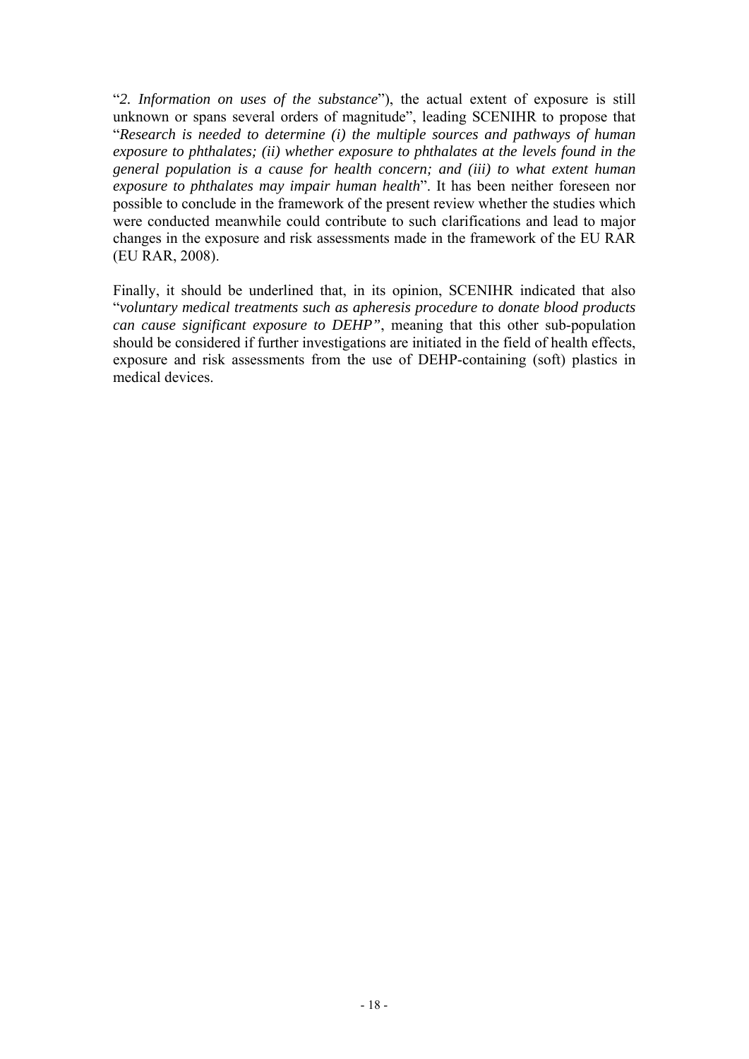"*2. Information on uses of the substance*"), the actual extent of exposure is still unknown or spans several orders of magnitude", leading SCENIHR to propose that "*Research is needed to determine (i) the multiple sources and pathways of human exposure to phthalates; (ii) whether exposure to phthalates at the levels found in the general population is a cause for health concern; and (iii) to what extent human exposure to phthalates may impair human health*". It has been neither foreseen nor possible to conclude in the framework of the present review whether the studies which were conducted meanwhile could contribute to such clarifications and lead to major changes in the exposure and risk assessments made in the framework of the EU RAR (EU RAR, 2008).

Finally, it should be underlined that, in its opinion, SCENIHR indicated that also "*voluntary medical treatments such as apheresis procedure to donate blood products can cause significant exposure to DEHP"*, meaning that this other sub-population should be considered if further investigations are initiated in the field of health effects, exposure and risk assessments from the use of DEHP-containing (soft) plastics in medical devices.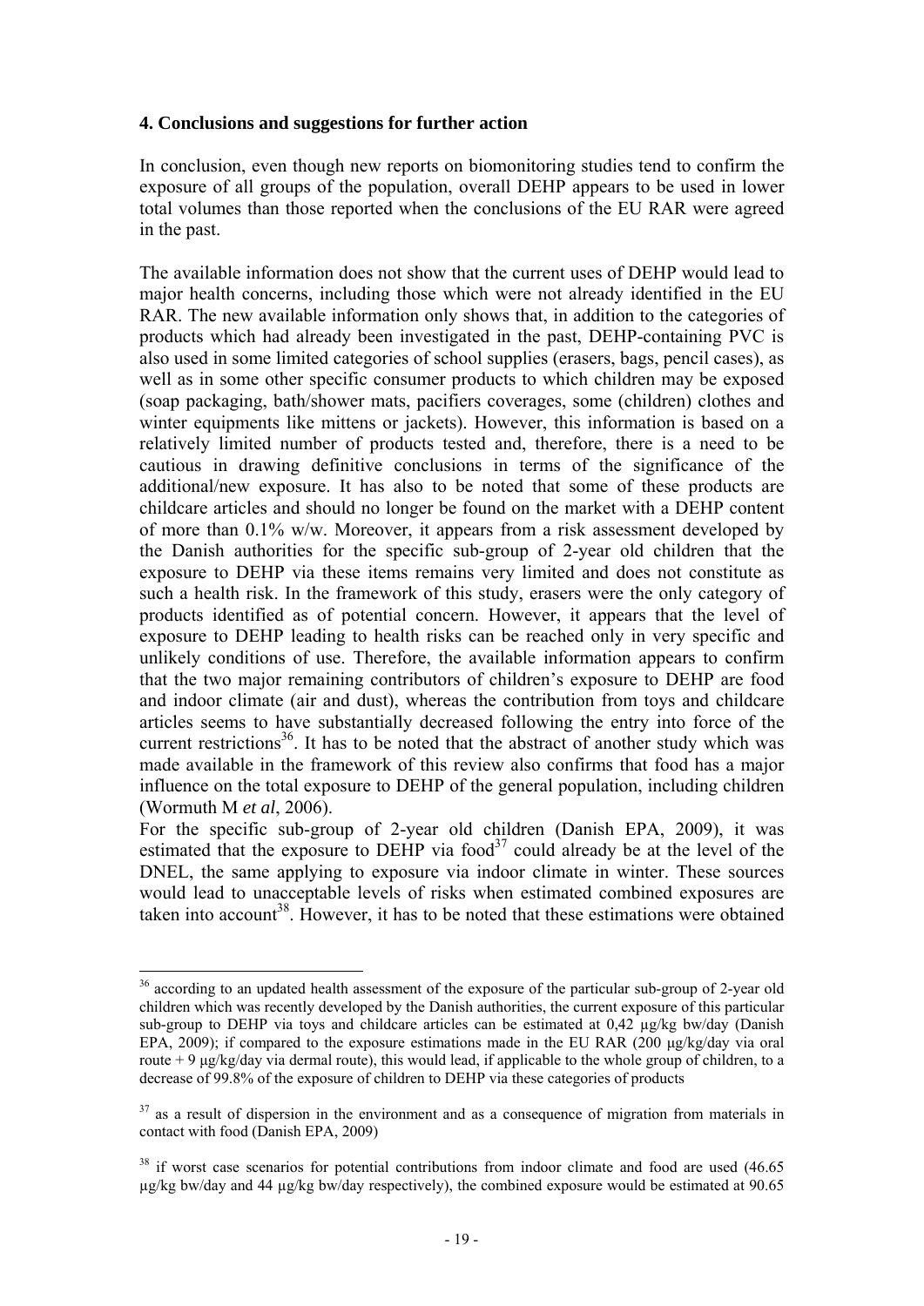### 4. Conclusions and suggestions for further action

In conclusion, even though new reports on biomonitoring studies tend to confirm the exposure of all groups of the population, overall DEHP appears to be used in lower total volumes than those reported when the conclusions of the EU RAR were agreed in the past.

The available information does not show that the current uses of DEHP would lead to major health concerns, including those which were not already identified in the EU RAR. The new available information only shows that, in addition to the categories of products which had already been investigated in the past, DEHP-containing PVC is also used in some limited categories of school supplies (erasers, bags, pencil cases), as well as in some other specific consumer products to which children may be exposed (soap packaging, bath/shower mats, pacifiers coverages, some (children) clothes and winter equipments like mittens or jackets). However, this information is based on a relatively limited number of products tested and, therefore, there is a need to be cautious in drawing definitive conclusions in terms of the significance of the additional/new exposure. It has also to be noted that some of these products are childcare articles and should no longer be found on the market with a DEHP content of more than 0.1% w/w. Moreover, it appears from a risk assessment developed by the Danish authorities for the specific sub-group of 2-year old children that the exposure to DEHP via these items remains very limited and does not constitute as such a health risk. In the framework of this study, erasers were the only category of products identified as of potential concern. However, it appears that the level of exposure to DEHP leading to health risks can be reached only in very specific and unlikely conditions of use. Therefore, the available information appears to confirm that the two major remaining contributors of children's exposure to DEHP are food and indoor climate (air and dust), whereas the contribution from toys and childcare articles seems to have substantially decreased following the entry into force of the current restrictions[36]. It has to be noted that the abstract of another study which was made available in the framework of this review also confirms that food has a major influence on the total exposure to DEHP of the general population, including children (Wormuth M *et al*, 2006).

For the specific sub-group of 2-year old children (Danish EPA, 2009), it was estimated that the exposure to DEHP via food[37] could already be at the level of the DNEL, the same applying to exposure via indoor climate in winter. These sources would lead to unacceptable levels of risks when estimated combined exposures are taken into account[38]. However, it has to be noted that these estimations were obtained

---

[36] according to an updated health assessment of the exposure of the particular sub-group of 2-year old children which was recently developed by the Danish authorities, the current exposure of this particular sub-group to DEHP via toys and childcare articles can be estimated at 0,42 µg/kg bw/day (Danish EPA, 2009); if compared to the exposure estimations made in the EU RAR (200 µg/kg/day via oral route + 9 µg/kg/day via dermal route), this would lead, if applicable to the whole group of children, to a decrease of 99.8% of the exposure of children to DEHP via these categories of products

[37] as a result of dispersion in the environment and as a consequence of migration from materials in contact with food (Danish EPA, 2009)

[38] if worst case scenarios for potential contributions from indoor climate and food are used (46.65 µg/kg bw/day and 44 µg/kg bw/day respectively), the combined exposure would be estimated at 90.65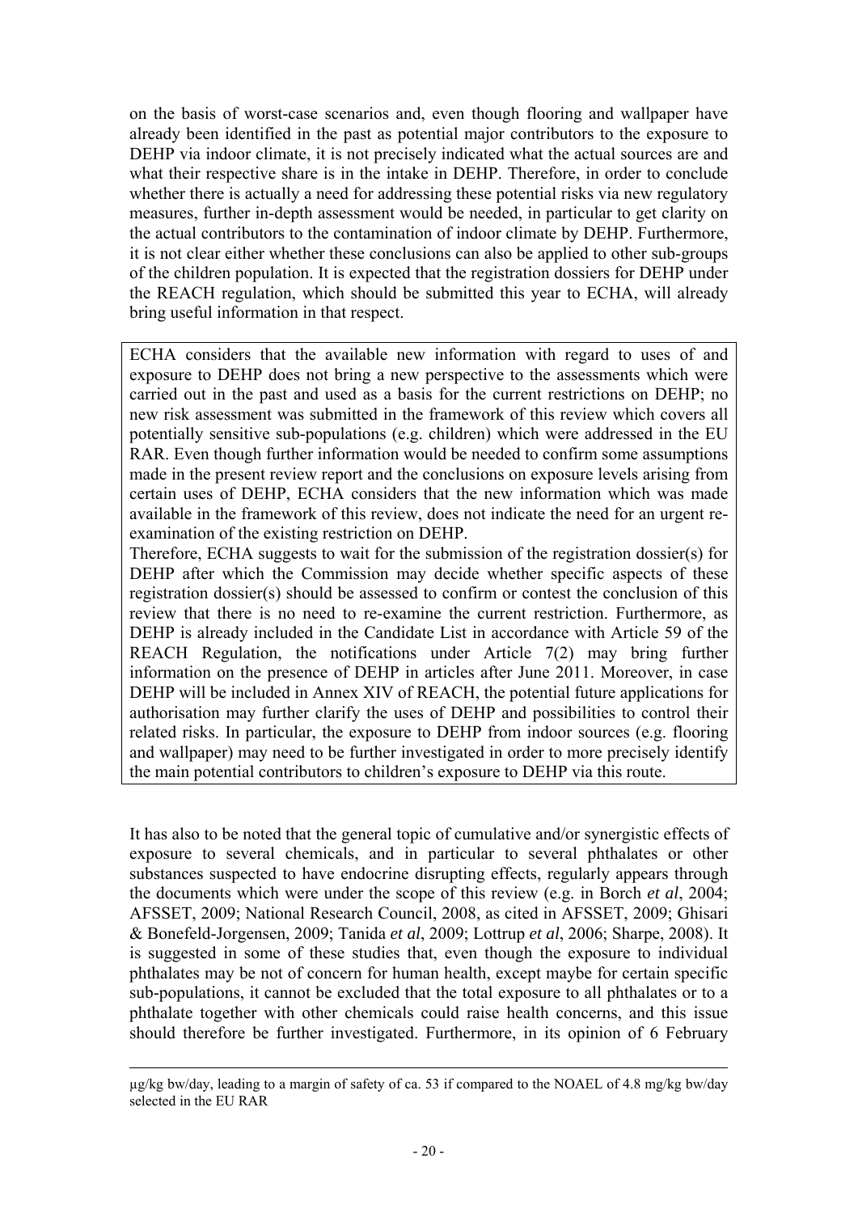on the basis of worst-case scenarios and, even though flooring and wallpaper have already been identified in the past as potential major contributors to the exposure to DEHP via indoor climate, it is not precisely indicated what the actual sources are and what their respective share is in the intake in DEHP. Therefore, in order to conclude whether there is actually a need for addressing these potential risks via new regulatory measures, further in-depth assessment would be needed, in particular to get clarity on the actual contributors to the contamination of indoor climate by DEHP. Furthermore, it is not clear either whether these conclusions can also be applied to other sub-groups of the children population. It is expected that the registration dossiers for DEHP under the REACH regulation, which should be submitted this year to ECHA, will already bring useful information in that respect.

> ECHA considers that the available new information with regard to uses of and exposure to DEHP does not bring a new perspective to the assessments which were carried out in the past and used as a basis for the current restrictions on DEHP; no new risk assessment was submitted in the framework of this review which covers all potentially sensitive sub-populations (e.g. children) which were addressed in the EU RAR. Even though further information would be needed to confirm some assumptions made in the present review report and the conclusions on exposure levels arising from certain uses of DEHP, ECHA considers that the new information which was made available in the framework of this review, does not indicate the need for an urgent re-examination of the existing restriction on DEHP.
>
> Therefore, ECHA suggests to wait for the submission of the registration dossier(s) for DEHP after which the Commission may decide whether specific aspects of these registration dossier(s) should be assessed to confirm or contest the conclusion of this review that there is no need to re-examine the current restriction. Furthermore, as DEHP is already included in the Candidate List in accordance with Article 59 of the REACH Regulation, the notifications under Article 7(2) may bring further information on the presence of DEHP in articles after June 2011. Moreover, in case DEHP will be included in Annex XIV of REACH, the potential future applications for authorisation may further clarify the uses of DEHP and possibilities to control their related risks. In particular, the exposure to DEHP from indoor sources (e.g. flooring and wallpaper) may need to be further investigated in order to more precisely identify the main potential contributors to children's exposure to DEHP via this route.

It has also to be noted that the general topic of cumulative and/or synergistic effects of exposure to several chemicals, and in particular to several phthalates or other substances suspected to have endocrine disrupting effects, regularly appears through the documents which were under the scope of this review (e.g. in Borch *et al*, 2004; AFSSET, 2009; National Research Council, 2008, as cited in AFSSET, 2009; Ghisari & Bonefeld-Jorgensen, 2009; Tanida *et al*, 2009; Lottrup *et al*, 2006; Sharpe, 2008). It is suggested in some of these studies that, even though the exposure to individual phthalates may be not of concern for human health, except maybe for certain specific sub-populations, it cannot be excluded that the total exposure to all phthalates or to a phthalate together with other chemicals could raise health concerns, and this issue should therefore be further investigated. Furthermore, in its opinion of 6 February

---

µg/kg bw/day, leading to a margin of safety of ca. 53 if compared to the NOAEL of 4.8 mg/kg bw/day selected in the EU RAR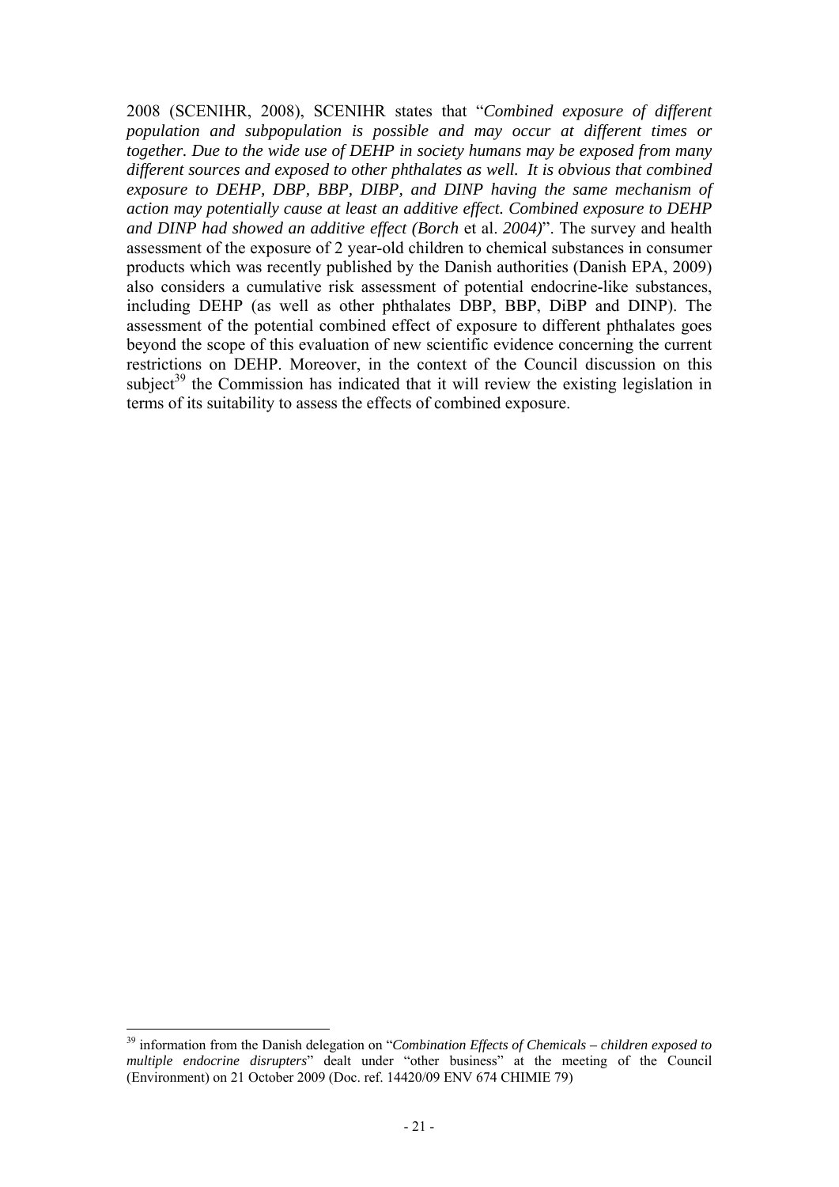2008 (SCENIHR, 2008), SCENIHR states that "*Combined exposure of different population and subpopulation is possible and may occur at different times or together. Due to the wide use of DEHP in society humans may be exposed from many different sources and exposed to other phthalates as well. It is obvious that combined exposure to DEHP, DBP, BBP, DIBP, and DINP having the same mechanism of action may potentially cause at least an additive effect. Combined exposure to DEHP and DINP had showed an additive effect (Borch* et al. *2004)*". The survey and health assessment of the exposure of 2 year-old children to chemical substances in consumer products which was recently published by the Danish authorities (Danish EPA, 2009) also considers a cumulative risk assessment of potential endocrine-like substances, including DEHP (as well as other phthalates DBP, BBP, DiBP and DINP). The assessment of the potential combined effect of exposure to different phthalates goes beyond the scope of this evaluation of new scientific evidence concerning the current restrictions on DEHP. Moreover, in the context of the Council discussion on this subject[39] the Commission has indicated that it will review the existing legislation in terms of its suitability to assess the effects of combined exposure.

[39] information from the Danish delegation on "*Combination Effects of Chemicals – children exposed to multiple endocrine disrupters*" dealt under "other business" at the meeting of the Council (Environment) on 21 October 2009 (Doc. ref. 14420/09 ENV 674 CHIMIE 79)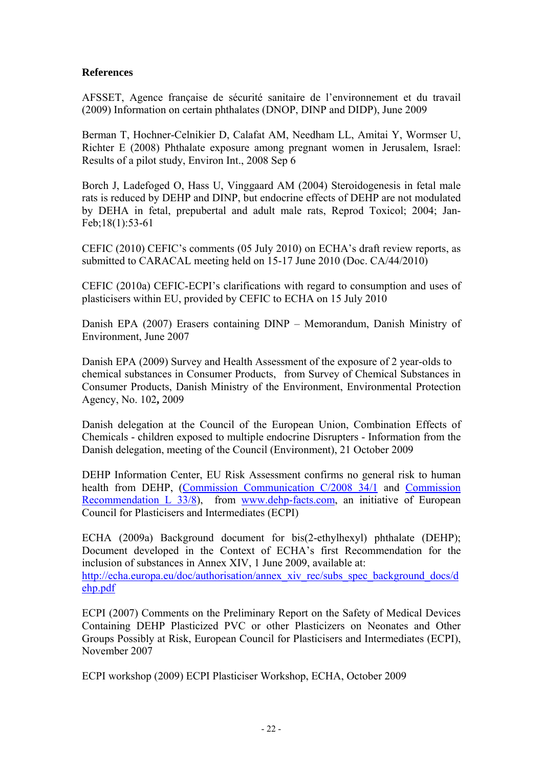**References**

AFSSET, Agence française de sécurité sanitaire de l'environnement et du travail (2009) Information on certain phthalates (DNOP, DINP and DIDP), June 2009

Berman T, Hochner-Celnikier D, Calafat AM, Needham LL, Amitai Y, Wormser U, Richter E (2008) Phthalate exposure among pregnant women in Jerusalem, Israel: Results of a pilot study, Environ Int., 2008 Sep 6

Borch J, Ladefoged O, Hass U, Vinggaard AM (2004) Steroidogenesis in fetal male rats is reduced by DEHP and DINP, but endocrine effects of DEHP are not modulated by DEHA in fetal, prepubertal and adult male rats, Reprod Toxicol; 2004; Jan-Feb;18(1):53-61

CEFIC (2010) CEFIC's comments (05 July 2010) on ECHA's draft review reports, as submitted to CARACAL meeting held on 15-17 June 2010 (Doc. CA/44/2010)

CEFIC (2010a) CEFIC-ECPI's clarifications with regard to consumption and uses of plasticisers within EU, provided by CEFIC to ECHA on 15 July 2010

Danish EPA (2007) Erasers containing DINP – Memorandum, Danish Ministry of Environment, June 2007

Danish EPA (2009) Survey and Health Assessment of the exposure of 2 year-olds to chemical substances in Consumer Products, from Survey of Chemical Substances in Consumer Products, Danish Ministry of the Environment, Environmental Protection Agency, No. 102**,** 2009

Danish delegation at the Council of the European Union, Combination Effects of Chemicals - children exposed to multiple endocrine Disrupters - Information from the Danish delegation, meeting of the Council (Environment), 21 October 2009

DEHP Information Center, EU Risk Assessment confirms no general risk to human health from DEHP, (Commission Communication C/2008 34/1 and Commission Recommendation L 33/8), from www.dehp-facts.com, an initiative of European Council for Plasticisers and Intermediates (ECPI)

ECHA (2009a) Background document for bis(2-ethylhexyl) phthalate (DEHP); Document developed in the Context of ECHA's first Recommendation for the inclusion of substances in Annex XIV, 1 June 2009, available at: http://echa.europa.eu/doc/authorisation/annex_xiv_rec/subs_spec_background_docs/dehp.pdf

ECPI (2007) Comments on the Preliminary Report on the Safety of Medical Devices Containing DEHP Plasticized PVC or other Plasticizers on Neonates and Other Groups Possibly at Risk, European Council for Plasticisers and Intermediates (ECPI), November 2007

ECPI workshop (2009) ECPI Plasticiser Workshop, ECHA, October 2009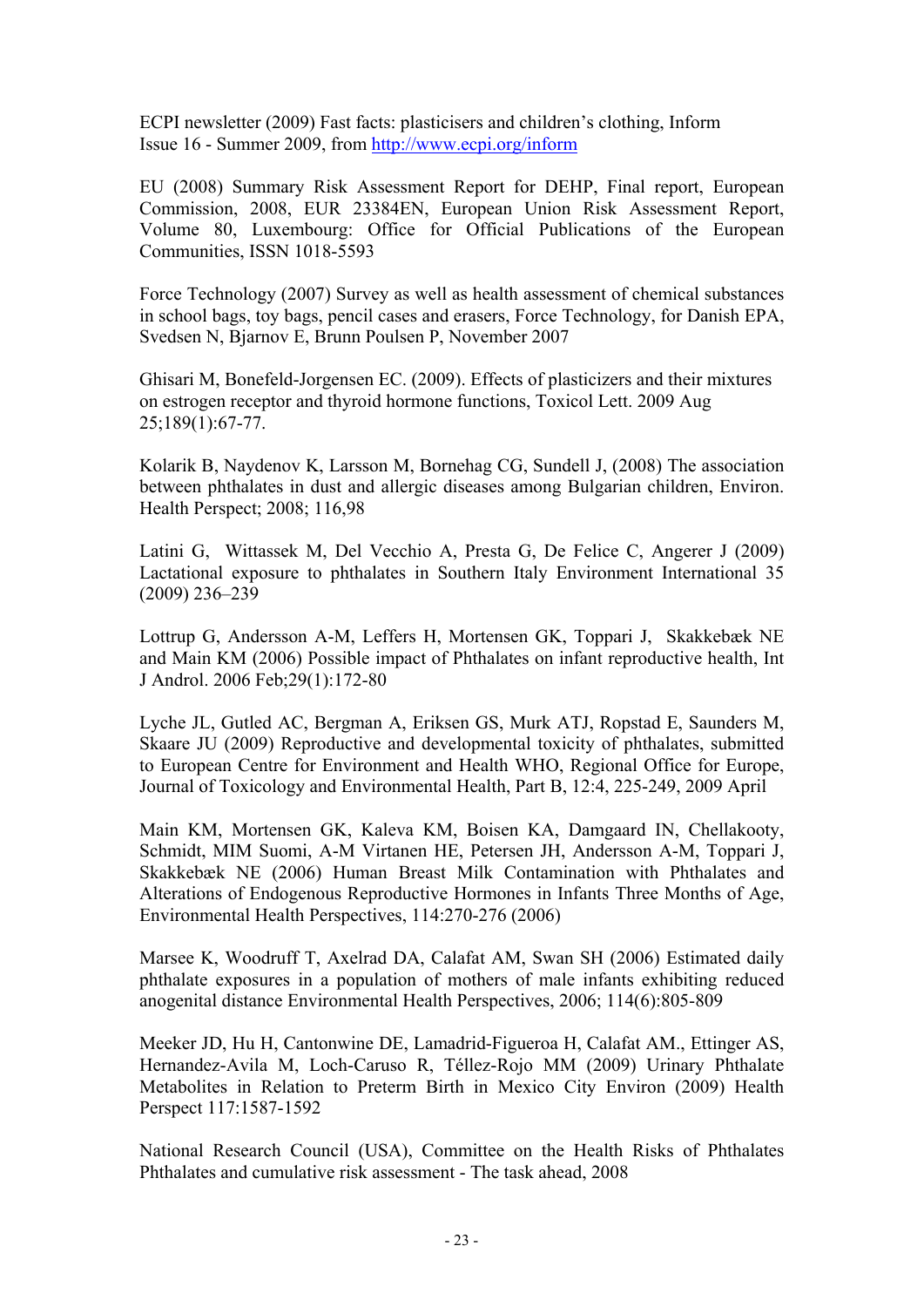ECPI newsletter (2009) Fast facts: plasticisers and children's clothing, Inform Issue 16 - Summer 2009, from http://www.ecpi.org/inform

EU (2008) Summary Risk Assessment Report for DEHP, Final report, European Commission, 2008, EUR 23384EN, European Union Risk Assessment Report, Volume 80, Luxembourg: Office for Official Publications of the European Communities, ISSN 1018-5593

Force Technology (2007) Survey as well as health assessment of chemical substances in school bags, toy bags, pencil cases and erasers, Force Technology, for Danish EPA, Svedsen N, Bjarnov E, Brunn Poulsen P, November 2007

Ghisari M, Bonefeld-Jorgensen EC. (2009). Effects of plasticizers and their mixtures on estrogen receptor and thyroid hormone functions, Toxicol Lett. 2009 Aug 25;189(1):67-77.

Kolarik B, Naydenov K, Larsson M, Bornehag CG, Sundell J, (2008) The association between phthalates in dust and allergic diseases among Bulgarian children, Environ. Health Perspect; 2008; 116,98

Latini G, Wittassek M, Del Vecchio A, Presta G, De Felice C, Angerer J (2009) Lactational exposure to phthalates in Southern Italy Environment International 35 (2009) 236–239

Lottrup G, Andersson A-M, Leffers H, Mortensen GK, Toppari J, Skakkebæk NE and Main KM (2006) Possible impact of Phthalates on infant reproductive health, Int J Androl. 2006 Feb;29(1):172-80

Lyche JL, Gutled AC, Bergman A, Eriksen GS, Murk ATJ, Ropstad E, Saunders M, Skaare JU (2009) Reproductive and developmental toxicity of phthalates, submitted to European Centre for Environment and Health WHO, Regional Office for Europe, Journal of Toxicology and Environmental Health, Part B, 12:4, 225-249, 2009 April

Main KM, Mortensen GK, Kaleva KM, Boisen KA, Damgaard IN, Chellakooty, Schmidt, MIM Suomi, A-M Virtanen HE, Petersen JH, Andersson A-M, Toppari J, Skakkebæk NE (2006) Human Breast Milk Contamination with Phthalates and Alterations of Endogenous Reproductive Hormones in Infants Three Months of Age, Environmental Health Perspectives, 114:270-276 (2006)

Marsee K, Woodruff T, Axelrad DA, Calafat AM, Swan SH (2006) Estimated daily phthalate exposures in a population of mothers of male infants exhibiting reduced anogenital distance Environmental Health Perspectives, 2006; 114(6):805-809

Meeker JD, Hu H, Cantonwine DE, Lamadrid-Figueroa H, Calafat AM., Ettinger AS, Hernandez-Avila M, Loch-Caruso R, Téllez-Rojo MM (2009) Urinary Phthalate Metabolites in Relation to Preterm Birth in Mexico City Environ (2009) Health Perspect 117:1587-1592

National Research Council (USA), Committee on the Health Risks of Phthalates Phthalates and cumulative risk assessment - The task ahead, 2008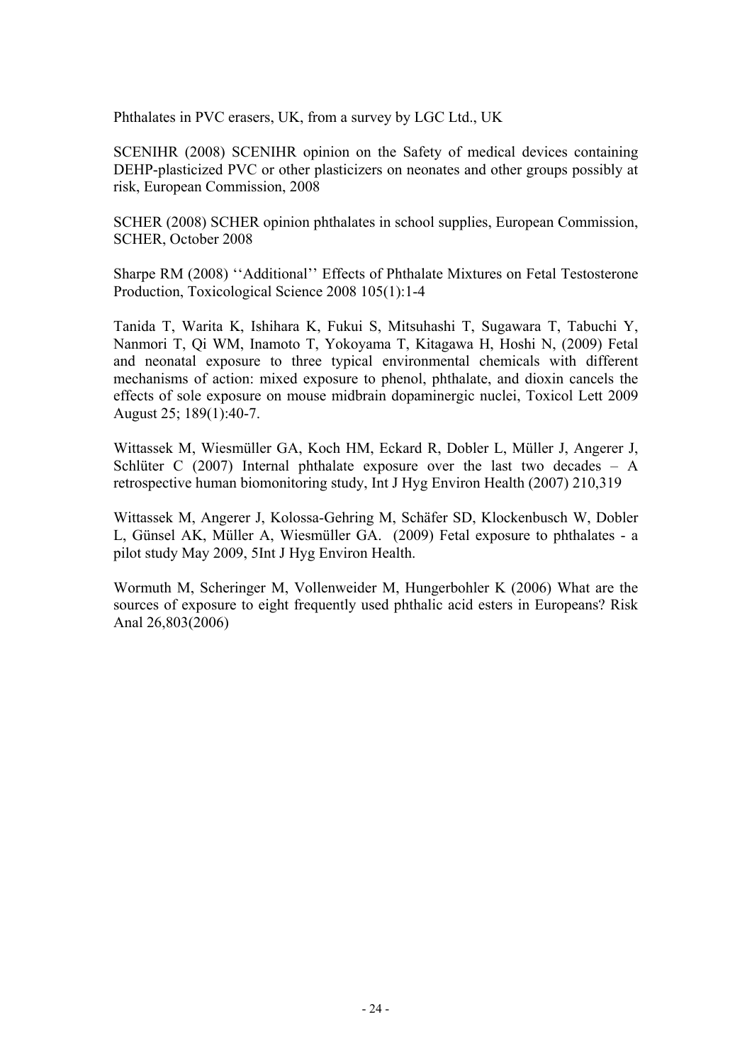Phthalates in PVC erasers, UK, from a survey by LGC Ltd., UK

SCENIHR (2008) SCENIHR opinion on the Safety of medical devices containing DEHP-plasticized PVC or other plasticizers on neonates and other groups possibly at risk, European Commission, 2008

SCHER (2008) SCHER opinion phthalates in school supplies, European Commission, SCHER, October 2008

Sharpe RM (2008) ''Additional'' Effects of Phthalate Mixtures on Fetal Testosterone Production, Toxicological Science 2008 105(1):1-4

Tanida T, Warita K, Ishihara K, Fukui S, Mitsuhashi T, Sugawara T, Tabuchi Y, Nanmori T, Qi WM, Inamoto T, Yokoyama T, Kitagawa H, Hoshi N, (2009) Fetal and neonatal exposure to three typical environmental chemicals with different mechanisms of action: mixed exposure to phenol, phthalate, and dioxin cancels the effects of sole exposure on mouse midbrain dopaminergic nuclei, Toxicol Lett 2009 August 25; 189(1):40-7.

Wittassek M, Wiesmüller GA, Koch HM, Eckard R, Dobler L, Müller J, Angerer J, Schlüter C (2007) Internal phthalate exposure over the last two decades – A retrospective human biomonitoring study, Int J Hyg Environ Health (2007) 210,319

Wittassek M, Angerer J, Kolossa-Gehring M, Schäfer SD, Klockenbusch W, Dobler L, Günsel AK, Müller A, Wiesmüller GA. (2009) Fetal exposure to phthalates - a pilot study May 2009, 5Int J Hyg Environ Health.

Wormuth M, Scheringer M, Vollenweider M, Hungerbohler K (2006) What are the sources of exposure to eight frequently used phthalic acid esters in Europeans? Risk Anal 26,803(2006)